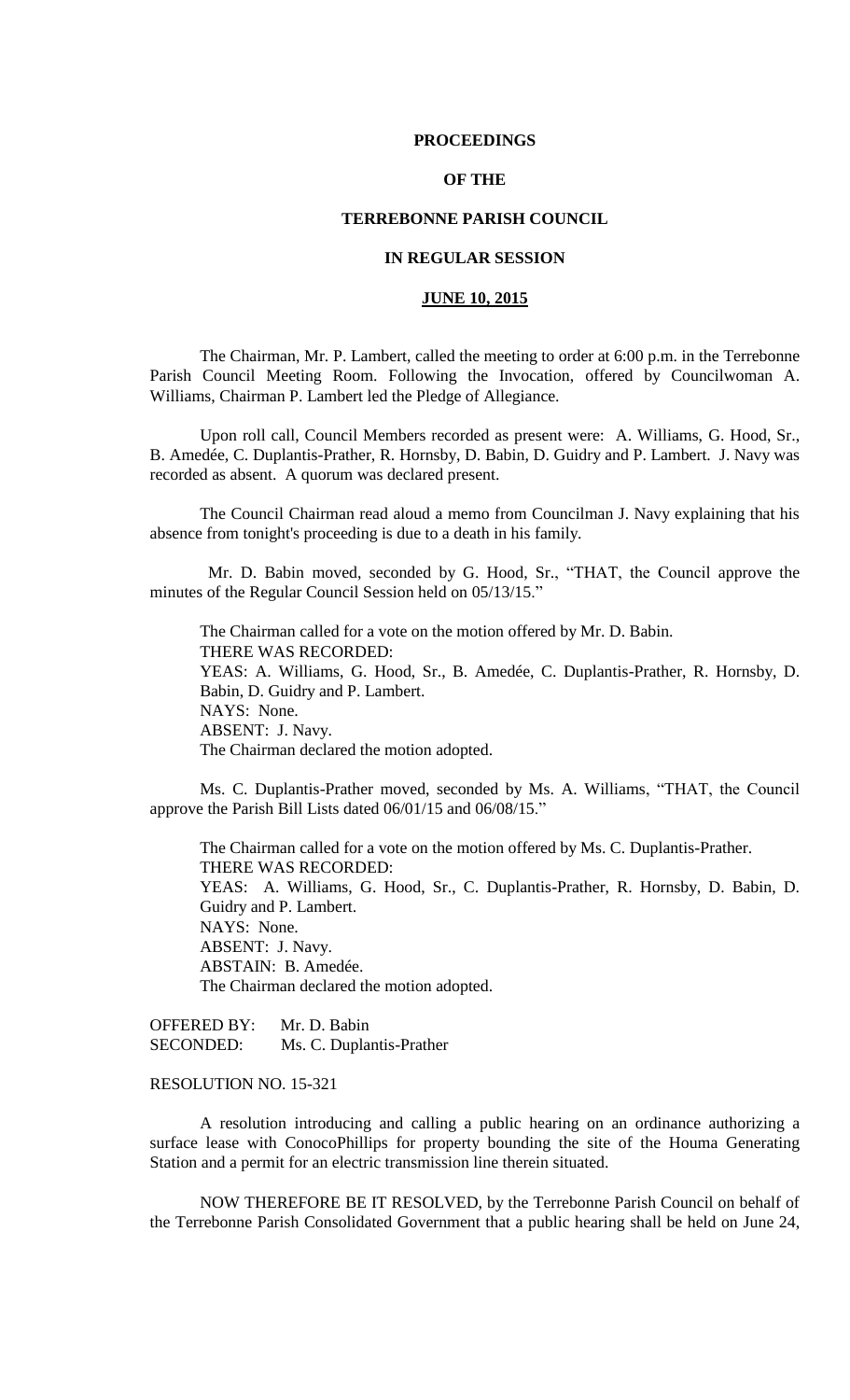# PROCEEDINGS

# OF THE

# TERREBONNE PARISH COUNCIL

# IN REGULAR SESSION

# **JUNE 10, 2015**

The Chairman, Mr. P. Lambert, called the meeting to order at 6:00 p.m. in the Terrebonne Parish Council Meeting Room. Following the Invocation, offered by Councilwoman A. Williams, Chairman P. Lambert led the Pledge of Allegiance.

Upon roll call, Council Members recorded as present were: A. Williams, G. Hood, Sr., B. Amedée, C. Duplantis-Prather, R. Hornsby, D. Babin, D. Guidry and P. Lambert. J. Navy was recorded as absent. A quorum was declared present.

The Council Chairman read aloud a memo from Councilman J. Navy explaining that his absence from tonight's proceeding is due to a death in his family.

Mr. D. Babin moved, seconded by G. Hood, Sr., "THAT, the Council approve the minutes of the Regular Council Session held on 05/13/15."

The Chairman called for a vote on the motion offered by Mr. D. Babin.
THERE WAS RECORDED:
YEAS: A. Williams, G. Hood, Sr., B. Amedée, C. Duplantis-Prather, R. Hornsby, D. Babin, D. Guidry and P. Lambert.
NAYS: None.
ABSENT: J. Navy.
The Chairman declared the motion adopted.

Ms. C. Duplantis-Prather moved, seconded by Ms. A. Williams, "THAT, the Council approve the Parish Bill Lists dated 06/01/15 and 06/08/15."

The Chairman called for a vote on the motion offered by Ms. C. Duplantis-Prather.
THERE WAS RECORDED:
YEAS: A. Williams, G. Hood, Sr., C. Duplantis-Prather, R. Hornsby, D. Babin, D. Guidry and P. Lambert.
NAYS: None.
ABSENT: J. Navy.
ABSTAIN: B. Amedée.
The Chairman declared the motion adopted.

OFFERED BY: Mr. D. Babin
SECONDED: Ms. C. Duplantis-Prather

RESOLUTION NO. 15-321

A resolution introducing and calling a public hearing on an ordinance authorizing a surface lease with ConocoPhillips for property bounding the site of the Houma Generating Station and a permit for an electric transmission line therein situated.

NOW THEREFORE BE IT RESOLVED, by the Terrebonne Parish Council on behalf of the Terrebonne Parish Consolidated Government that a public hearing shall be held on June 24,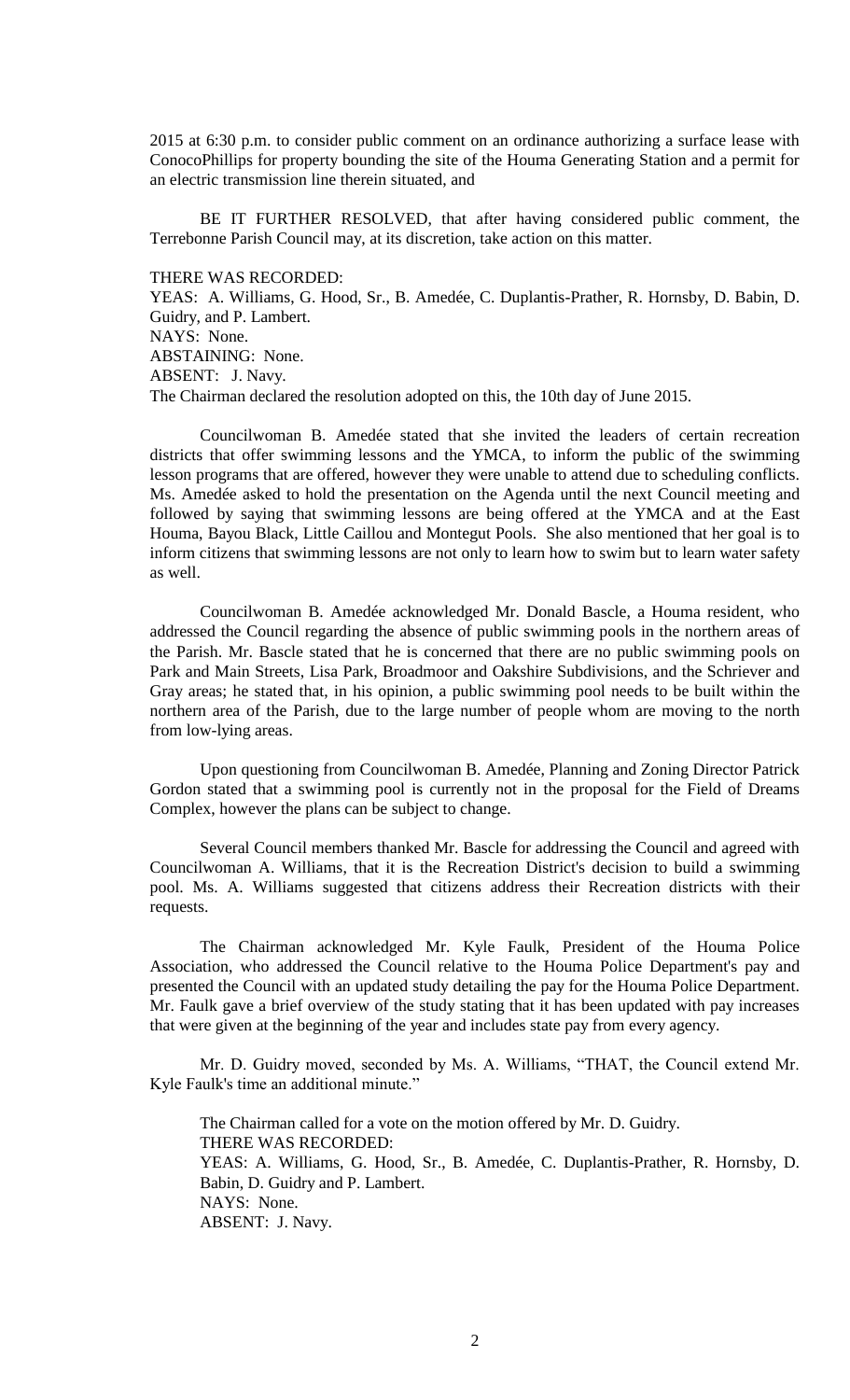2015 at 6:30 p.m. to consider public comment on an ordinance authorizing a surface lease with ConocoPhillips for property bounding the site of the Houma Generating Station and a permit for an electric transmission line therein situated, and

BE IT FURTHER RESOLVED, that after having considered public comment, the Terrebonne Parish Council may, at its discretion, take action on this matter.

THERE WAS RECORDED:
YEAS: A. Williams, G. Hood, Sr., B. Amedée, C. Duplantis-Prather, R. Hornsby, D. Babin, D. Guidry, and P. Lambert.
NAYS: None.
ABSTAINING: None.
ABSENT: J. Navy.
The Chairman declared the resolution adopted on this, the 10th day of June 2015.

Councilwoman B. Amedée stated that she invited the leaders of certain recreation districts that offer swimming lessons and the YMCA, to inform the public of the swimming lesson programs that are offered, however they were unable to attend due to scheduling conflicts. Ms. Amedée asked to hold the presentation on the Agenda until the next Council meeting and followed by saying that swimming lessons are being offered at the YMCA and at the East Houma, Bayou Black, Little Caillou and Montegut Pools. She also mentioned that her goal is to inform citizens that swimming lessons are not only to learn how to swim but to learn water safety as well.

Councilwoman B. Amedée acknowledged Mr. Donald Bascle, a Houma resident, who addressed the Council regarding the absence of public swimming pools in the northern areas of the Parish. Mr. Bascle stated that he is concerned that there are no public swimming pools on Park and Main Streets, Lisa Park, Broadmoor and Oakshire Subdivisions, and the Schriever and Gray areas; he stated that, in his opinion, a public swimming pool needs to be built within the northern area of the Parish, due to the large number of people whom are moving to the north from low-lying areas.

Upon questioning from Councilwoman B. Amedée, Planning and Zoning Director Patrick Gordon stated that a swimming pool is currently not in the proposal for the Field of Dreams Complex, however the plans can be subject to change.

Several Council members thanked Mr. Bascle for addressing the Council and agreed with Councilwoman A. Williams, that it is the Recreation District's decision to build a swimming pool. Ms. A. Williams suggested that citizens address their Recreation districts with their requests.

The Chairman acknowledged Mr. Kyle Faulk, President of the Houma Police Association, who addressed the Council relative to the Houma Police Department's pay and presented the Council with an updated study detailing the pay for the Houma Police Department. Mr. Faulk gave a brief overview of the study stating that it has been updated with pay increases that were given at the beginning of the year and includes state pay from every agency.

Mr. D. Guidry moved, seconded by Ms. A. Williams, "THAT, the Council extend Mr. Kyle Faulk's time an additional minute."

The Chairman called for a vote on the motion offered by Mr. D. Guidry.
THERE WAS RECORDED:
YEAS: A. Williams, G. Hood, Sr., B. Amedée, C. Duplantis-Prather, R. Hornsby, D. Babin, D. Guidry and P. Lambert.
NAYS: None.
ABSENT: J. Navy.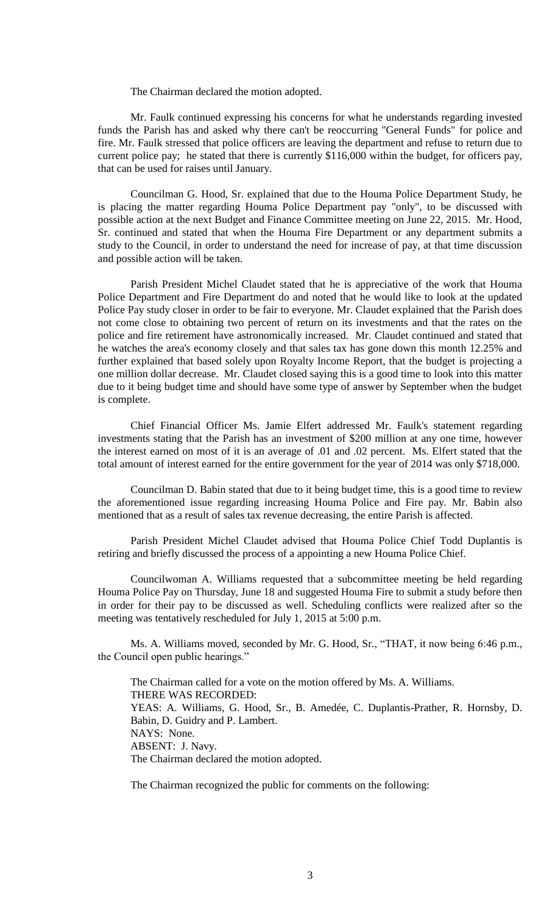The Chairman declared the motion adopted.

Mr. Faulk continued expressing his concerns for what he understands regarding invested funds the Parish has and asked why there can't be reoccurring "General Funds" for police and fire. Mr. Faulk stressed that police officers are leaving the department and refuse to return due to current police pay; he stated that there is currently $116,000 within the budget, for officers pay, that can be used for raises until January.

Councilman G. Hood, Sr. explained that due to the Houma Police Department Study, he is placing the matter regarding Houma Police Department pay "only", to be discussed with possible action at the next Budget and Finance Committee meeting on June 22, 2015. Mr. Hood, Sr. continued and stated that when the Houma Fire Department or any department submits a study to the Council, in order to understand the need for increase of pay, at that time discussion and possible action will be taken.

Parish President Michel Claudet stated that he is appreciative of the work that Houma Police Department and Fire Department do and noted that he would like to look at the updated Police Pay study closer in order to be fair to everyone. Mr. Claudet explained that the Parish does not come close to obtaining two percent of return on its investments and that the rates on the police and fire retirement have astronomically increased. Mr. Claudet continued and stated that he watches the area's economy closely and that sales tax has gone down this month 12.25% and further explained that based solely upon Royalty Income Report, that the budget is projecting a one million dollar decrease. Mr. Claudet closed saying this is a good time to look into this matter due to it being budget time and should have some type of answer by September when the budget is complete.

Chief Financial Officer Ms. Jamie Elfert addressed Mr. Faulk's statement regarding investments stating that the Parish has an investment of $200 million at any one time, however the interest earned on most of it is an average of .01 and .02 percent. Ms. Elfert stated that the total amount of interest earned for the entire government for the year of 2014 was only $718,000.

Councilman D. Babin stated that due to it being budget time, this is a good time to review the aforementioned issue regarding increasing Houma Police and Fire pay. Mr. Babin also mentioned that as a result of sales tax revenue decreasing, the entire Parish is affected.

Parish President Michel Claudet advised that Houma Police Chief Todd Duplantis is retiring and briefly discussed the process of a appointing a new Houma Police Chief.

Councilwoman A. Williams requested that a subcommittee meeting be held regarding Houma Police Pay on Thursday, June 18 and suggested Houma Fire to submit a study before then in order for their pay to be discussed as well. Scheduling conflicts were realized after so the meeting was tentatively rescheduled for July 1, 2015 at 5:00 p.m.

Ms. A. Williams moved, seconded by Mr. G. Hood, Sr., "THAT, it now being 6:46 p.m., the Council open public hearings."

The Chairman called for a vote on the motion offered by Ms. A. Williams.
THERE WAS RECORDED:
YEAS: A. Williams, G. Hood, Sr., B. Amedée, C. Duplantis-Prather, R. Hornsby, D. Babin, D. Guidry and P. Lambert.
NAYS: None.
ABSENT: J. Navy.
The Chairman declared the motion adopted.

The Chairman recognized the public for comments on the following: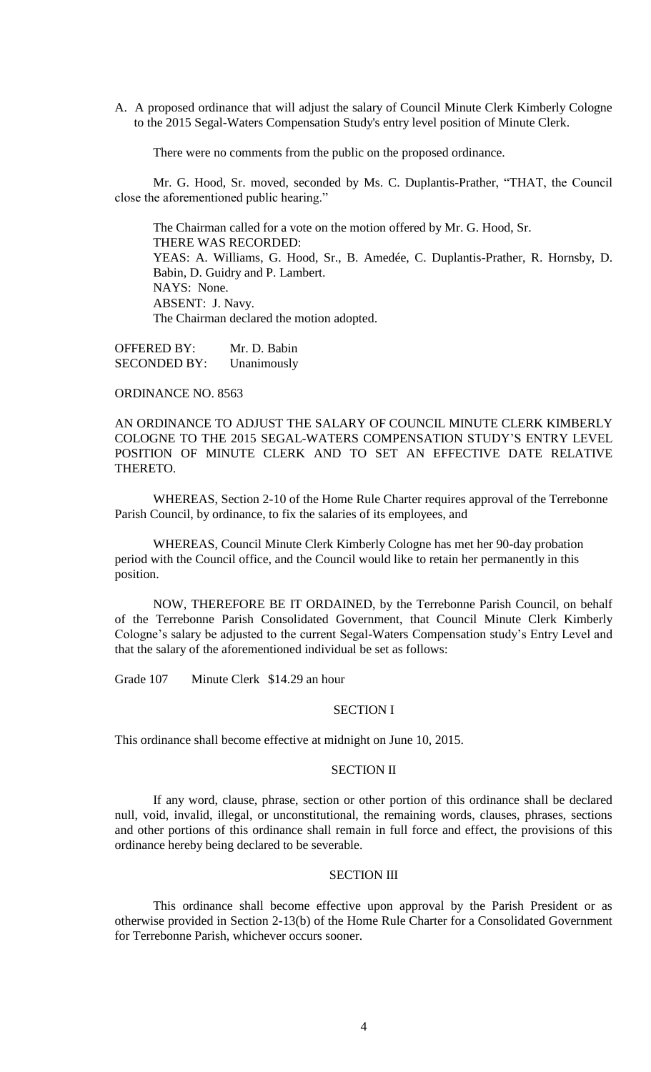A. A proposed ordinance that will adjust the salary of Council Minute Clerk Kimberly Cologne to the 2015 Segal-Waters Compensation Study's entry level position of Minute Clerk.

There were no comments from the public on the proposed ordinance.

Mr. G. Hood, Sr. moved, seconded by Ms. C. Duplantis-Prather, "THAT, the Council close the aforementioned public hearing."

The Chairman called for a vote on the motion offered by Mr. G. Hood, Sr.
THERE WAS RECORDED:
YEAS: A. Williams, G. Hood, Sr., B. Amedée, C. Duplantis-Prather, R. Hornsby, D. Babin, D. Guidry and P. Lambert.
NAYS: None.
ABSENT: J. Navy.
The Chairman declared the motion adopted.

OFFERED BY: Mr. D. Babin
SECONDED BY: Unanimously

ORDINANCE NO. 8563

AN ORDINANCE TO ADJUST THE SALARY OF COUNCIL MINUTE CLERK KIMBERLY COLOGNE TO THE 2015 SEGAL-WATERS COMPENSATION STUDY'S ENTRY LEVEL POSITION OF MINUTE CLERK AND TO SET AN EFFECTIVE DATE RELATIVE THERETO.

WHEREAS, Section 2-10 of the Home Rule Charter requires approval of the Terrebonne Parish Council, by ordinance, to fix the salaries of its employees, and

WHEREAS, Council Minute Clerk Kimberly Cologne has met her 90-day probation period with the Council office, and the Council would like to retain her permanently in this position.

NOW, THEREFORE BE IT ORDAINED, by the Terrebonne Parish Council, on behalf of the Terrebonne Parish Consolidated Government, that Council Minute Clerk Kimberly Cologne's salary be adjusted to the current Segal-Waters Compensation study's Entry Level and that the salary of the aforementioned individual be set as follows:

Grade 107 Minute Clerk $14.29 an hour

SECTION I

This ordinance shall become effective at midnight on June 10, 2015.

SECTION II

If any word, clause, phrase, section or other portion of this ordinance shall be declared null, void, invalid, illegal, or unconstitutional, the remaining words, clauses, phrases, sections and other portions of this ordinance shall remain in full force and effect, the provisions of this ordinance hereby being declared to be severable.

SECTION III

This ordinance shall become effective upon approval by the Parish President or as otherwise provided in Section 2-13(b) of the Home Rule Charter for a Consolidated Government for Terrebonne Parish, whichever occurs sooner.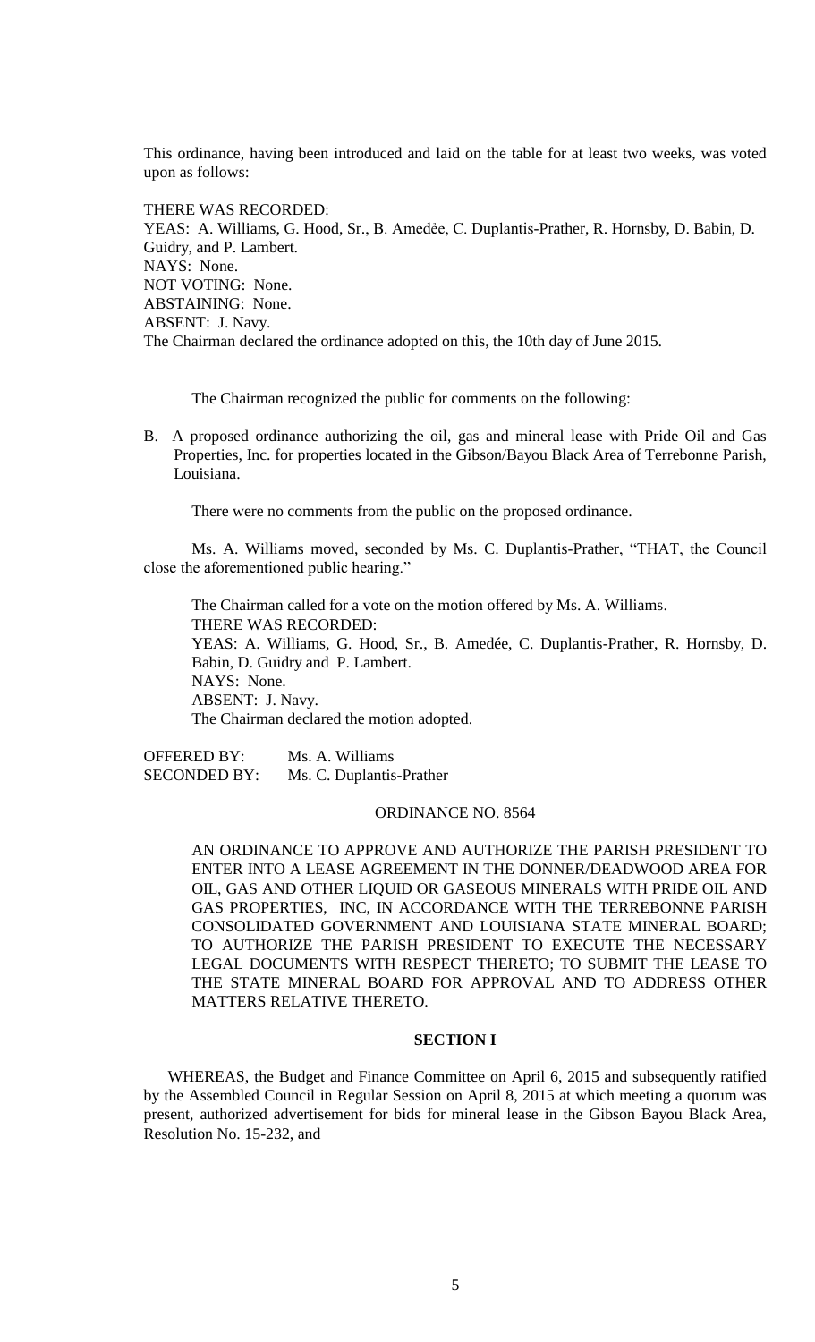This ordinance, having been introduced and laid on the table for at least two weeks, was voted upon as follows:

THERE WAS RECORDED:
YEAS: A. Williams, G. Hood, Sr., B. Amedée, C. Duplantis-Prather, R. Hornsby, D. Babin, D. Guidry, and P. Lambert.
NAYS: None.
NOT VOTING: None.
ABSTAINING: None.
ABSENT: J. Navy.
The Chairman declared the ordinance adopted on this, the 10th day of June 2015.

The Chairman recognized the public for comments on the following:

B. A proposed ordinance authorizing the oil, gas and mineral lease with Pride Oil and Gas Properties, Inc. for properties located in the Gibson/Bayou Black Area of Terrebonne Parish, Louisiana.

There were no comments from the public on the proposed ordinance.

Ms. A. Williams moved, seconded by Ms. C. Duplantis-Prather, "THAT, the Council close the aforementioned public hearing."

The Chairman called for a vote on the motion offered by Ms. A. Williams.
THERE WAS RECORDED:
YEAS: A. Williams, G. Hood, Sr., B. Amedée, C. Duplantis-Prather, R. Hornsby, D. Babin, D. Guidry and P. Lambert.
NAYS: None.
ABSENT: J. Navy.
The Chairman declared the motion adopted.

OFFERED BY: Ms. A. Williams
SECONDED BY: Ms. C. Duplantis-Prather

ORDINANCE NO. 8564

AN ORDINANCE TO APPROVE AND AUTHORIZE THE PARISH PRESIDENT TO ENTER INTO A LEASE AGREEMENT IN THE DONNER/DEADWOOD AREA FOR OIL, GAS AND OTHER LIQUID OR GASEOUS MINERALS WITH PRIDE OIL AND GAS PROPERTIES, INC, IN ACCORDANCE WITH THE TERREBONNE PARISH CONSOLIDATED GOVERNMENT AND LOUISIANA STATE MINERAL BOARD; TO AUTHORIZE THE PARISH PRESIDENT TO EXECUTE THE NECESSARY LEGAL DOCUMENTS WITH RESPECT THERETO; TO SUBMIT THE LEASE TO THE STATE MINERAL BOARD FOR APPROVAL AND TO ADDRESS OTHER MATTERS RELATIVE THERETO.

**SECTION I**

WHEREAS, the Budget and Finance Committee on April 6, 2015 and subsequently ratified by the Assembled Council in Regular Session on April 8, 2015 at which meeting a quorum was present, authorized advertisement for bids for mineral lease in the Gibson Bayou Black Area, Resolution No. 15-232, and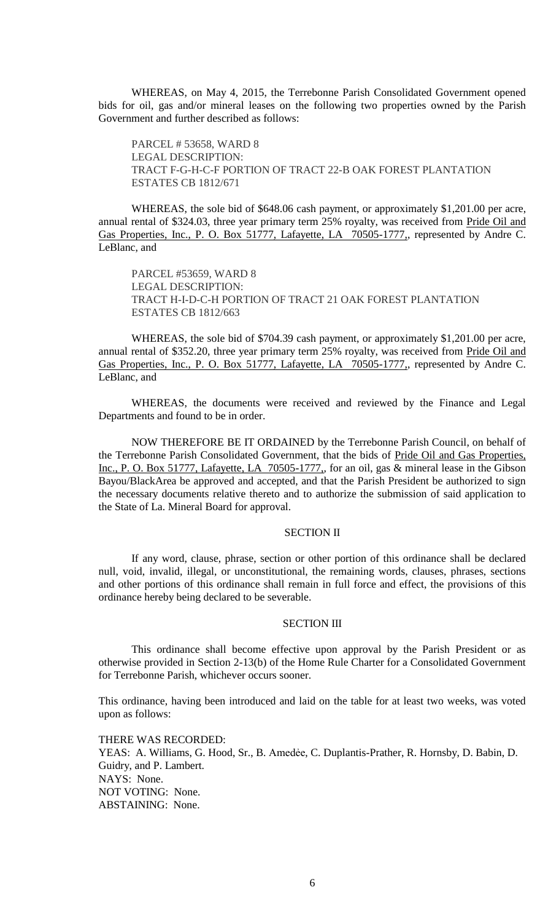WHEREAS, on May 4, 2015, the Terrebonne Parish Consolidated Government opened bids for oil, gas and/or mineral leases on the following two properties owned by the Parish Government and further described as follows:

PARCEL # 53658, WARD 8
LEGAL DESCRIPTION:
TRACT F-G-H-C-F PORTION OF TRACT 22-B OAK FOREST PLANTATION ESTATES CB 1812/671

WHEREAS, the sole bid of $648.06 cash payment, or approximately $1,201.00 per acre, annual rental of $324.03, three year primary term 25% royalty, was received from Pride Oil and Gas Properties, Inc., P. O. Box 51777, Lafayette, LA 70505-1777,, represented by Andre C. LeBlanc, and

PARCEL #53659, WARD 8
LEGAL DESCRIPTION:
TRACT H-I-D-C-H PORTION OF TRACT 21 OAK FOREST PLANTATION ESTATES CB 1812/663

WHEREAS, the sole bid of $704.39 cash payment, or approximately $1,201.00 per acre, annual rental of $352.20, three year primary term 25% royalty, was received from Pride Oil and Gas Properties, Inc., P. O. Box 51777, Lafayette, LA 70505-1777,, represented by Andre C. LeBlanc, and

WHEREAS, the documents were received and reviewed by the Finance and Legal Departments and found to be in order.

NOW THEREFORE BE IT ORDAINED by the Terrebonne Parish Council, on behalf of the Terrebonne Parish Consolidated Government, that the bids of Pride Oil and Gas Properties, Inc., P. O. Box 51777, Lafayette, LA 70505-1777,, for an oil, gas & mineral lease in the Gibson Bayou/BlackArea be approved and accepted, and that the Parish President be authorized to sign the necessary documents relative thereto and to authorize the submission of said application to the State of La. Mineral Board for approval.

## SECTION II

If any word, clause, phrase, section or other portion of this ordinance shall be declared null, void, invalid, illegal, or unconstitutional, the remaining words, clauses, phrases, sections and other portions of this ordinance shall remain in full force and effect, the provisions of this ordinance hereby being declared to be severable.

## SECTION III

This ordinance shall become effective upon approval by the Parish President or as otherwise provided in Section 2-13(b) of the Home Rule Charter for a Consolidated Government for Terrebonne Parish, whichever occurs sooner.

This ordinance, having been introduced and laid on the table for at least two weeks, was voted upon as follows:

THERE WAS RECORDED:
YEAS: A. Williams, G. Hood, Sr., B. Amedée, C. Duplantis-Prather, R. Hornsby, D. Babin, D. Guidry, and P. Lambert.
NAYS: None.
NOT VOTING: None.
ABSTAINING: None.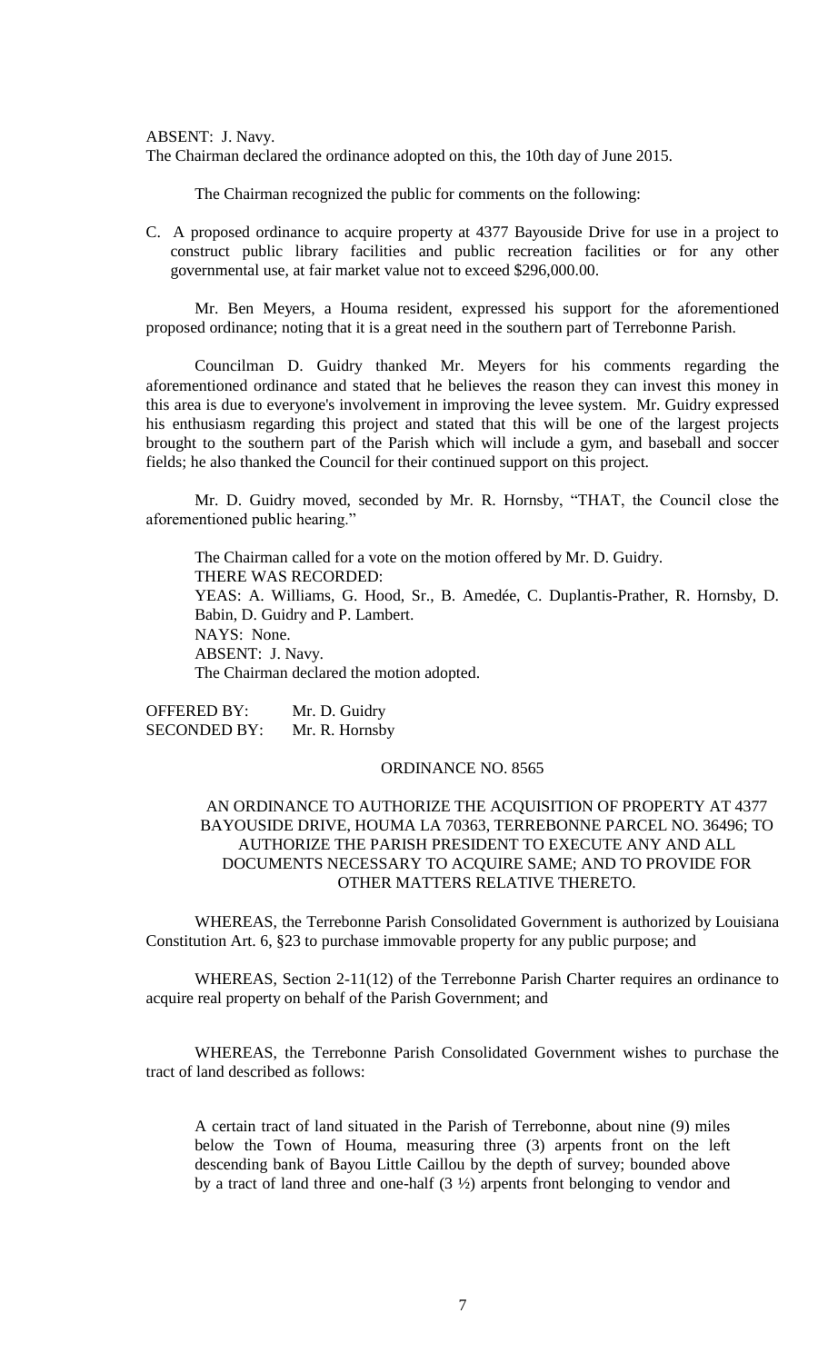ABSENT: J. Navy.
The Chairman declared the ordinance adopted on this, the 10th day of June 2015.

The Chairman recognized the public for comments on the following:

C. A proposed ordinance to acquire property at 4377 Bayouside Drive for use in a project to construct public library facilities and public recreation facilities or for any other governmental use, at fair market value not to exceed $296,000.00.

Mr. Ben Meyers, a Houma resident, expressed his support for the aforementioned proposed ordinance; noting that it is a great need in the southern part of Terrebonne Parish.

Councilman D. Guidry thanked Mr. Meyers for his comments regarding the aforementioned ordinance and stated that he believes the reason they can invest this money in this area is due to everyone's involvement in improving the levee system. Mr. Guidry expressed his enthusiasm regarding this project and stated that this will be one of the largest projects brought to the southern part of the Parish which will include a gym, and baseball and soccer fields; he also thanked the Council for their continued support on this project.

Mr. D. Guidry moved, seconded by Mr. R. Hornsby, "THAT, the Council close the aforementioned public hearing."

The Chairman called for a vote on the motion offered by Mr. D. Guidry.
THERE WAS RECORDED:
YEAS: A. Williams, G. Hood, Sr., B. Amedée, C. Duplantis-Prather, R. Hornsby, D. Babin, D. Guidry and P. Lambert.
NAYS: None.
ABSENT: J. Navy.
The Chairman declared the motion adopted.

OFFERED BY: Mr. D. Guidry
SECONDED BY: Mr. R. Hornsby

ORDINANCE NO. 8565

AN ORDINANCE TO AUTHORIZE THE ACQUISITION OF PROPERTY AT 4377 BAYOUSIDE DRIVE, HOUMA LA 70363, TERREBONNE PARCEL NO. 36496; TO AUTHORIZE THE PARISH PRESIDENT TO EXECUTE ANY AND ALL DOCUMENTS NECESSARY TO ACQUIRE SAME; AND TO PROVIDE FOR OTHER MATTERS RELATIVE THERETO.

WHEREAS, the Terrebonne Parish Consolidated Government is authorized by Louisiana Constitution Art. 6, §23 to purchase immovable property for any public purpose; and

WHEREAS, Section 2-11(12) of the Terrebonne Parish Charter requires an ordinance to acquire real property on behalf of the Parish Government; and

WHEREAS, the Terrebonne Parish Consolidated Government wishes to purchase the tract of land described as follows:

A certain tract of land situated in the Parish of Terrebonne, about nine (9) miles below the Town of Houma, measuring three (3) arpents front on the left descending bank of Bayou Little Caillou by the depth of survey; bounded above by a tract of land three and one-half (3 ½) arpents front belonging to vendor and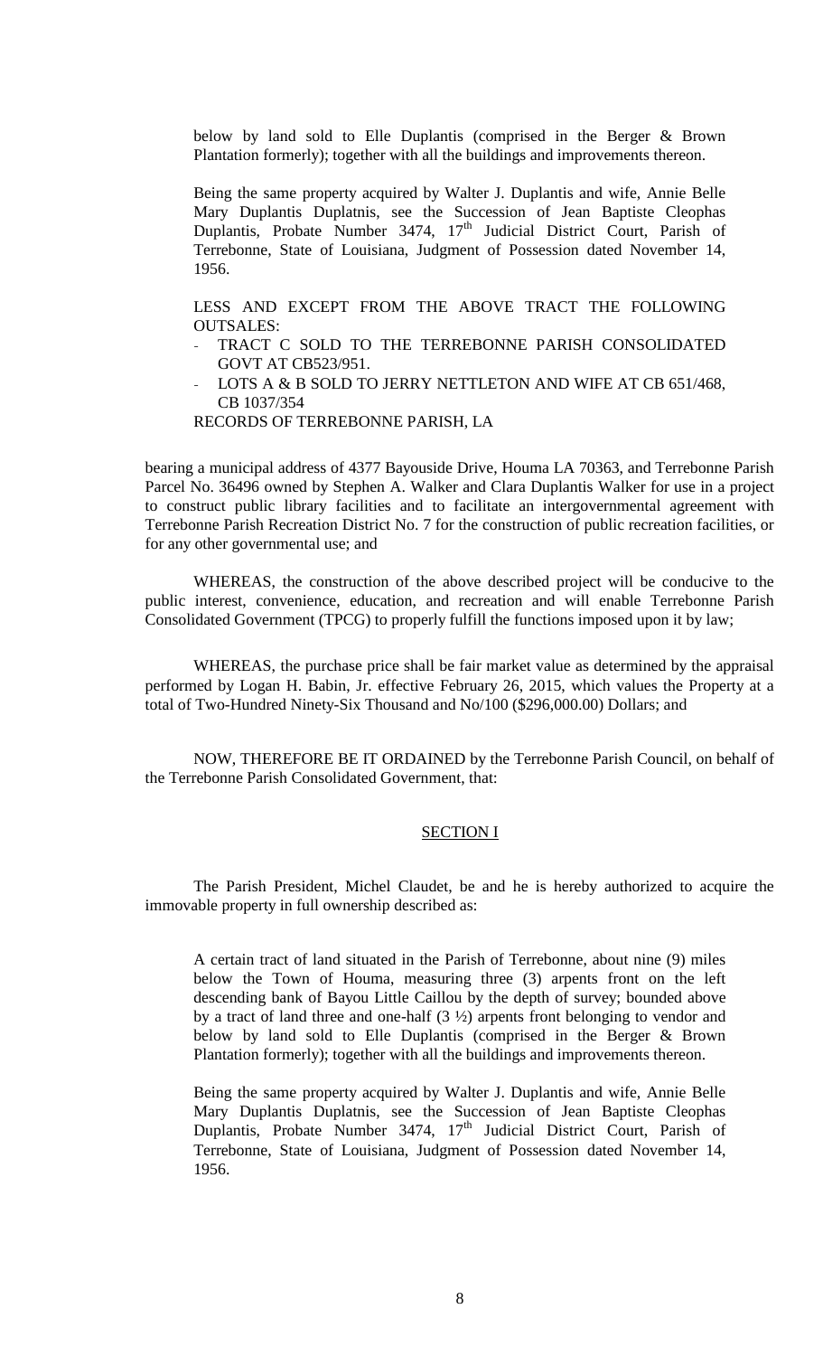below by land sold to Elle Duplantis (comprised in the Berger & Brown Plantation formerly); together with all the buildings and improvements thereon.

Being the same property acquired by Walter J. Duplantis and wife, Annie Belle Mary Duplantis Duplatnis, see the Succession of Jean Baptiste Cleophas Duplantis, Probate Number 3474, 17th Judicial District Court, Parish of Terrebonne, State of Louisiana, Judgment of Possession dated November 14, 1956.

LESS AND EXCEPT FROM THE ABOVE TRACT THE FOLLOWING OUTSALES:

- TRACT C SOLD TO THE TERREBONNE PARISH CONSOLIDATED GOVT AT CB523/951.
- LOTS A & B SOLD TO JERRY NETTLETON AND WIFE AT CB 651/468, CB 1037/354

RECORDS OF TERREBONNE PARISH, LA

bearing a municipal address of 4377 Bayouside Drive, Houma LA 70363, and Terrebonne Parish Parcel No. 36496 owned by Stephen A. Walker and Clara Duplantis Walker for use in a project to construct public library facilities and to facilitate an intergovernmental agreement with Terrebonne Parish Recreation District No. 7 for the construction of public recreation facilities, or for any other governmental use; and

WHEREAS, the construction of the above described project will be conducive to the public interest, convenience, education, and recreation and will enable Terrebonne Parish Consolidated Government (TPCG) to properly fulfill the functions imposed upon it by law;

WHEREAS, the purchase price shall be fair market value as determined by the appraisal performed by Logan H. Babin, Jr. effective February 26, 2015, which values the Property at a total of Two-Hundred Ninety-Six Thousand and No/100 ($296,000.00) Dollars; and

NOW, THEREFORE BE IT ORDAINED by the Terrebonne Parish Council, on behalf of the Terrebonne Parish Consolidated Government, that:

## SECTION I

The Parish President, Michel Claudet, be and he is hereby authorized to acquire the immovable property in full ownership described as:

A certain tract of land situated in the Parish of Terrebonne, about nine (9) miles below the Town of Houma, measuring three (3) arpents front on the left descending bank of Bayou Little Caillou by the depth of survey; bounded above by a tract of land three and one-half (3 ½) arpents front belonging to vendor and below by land sold to Elle Duplantis (comprised in the Berger & Brown Plantation formerly); together with all the buildings and improvements thereon.

Being the same property acquired by Walter J. Duplantis and wife, Annie Belle Mary Duplantis Duplatnis, see the Succession of Jean Baptiste Cleophas Duplantis, Probate Number 3474, 17th Judicial District Court, Parish of Terrebonne, State of Louisiana, Judgment of Possession dated November 14, 1956.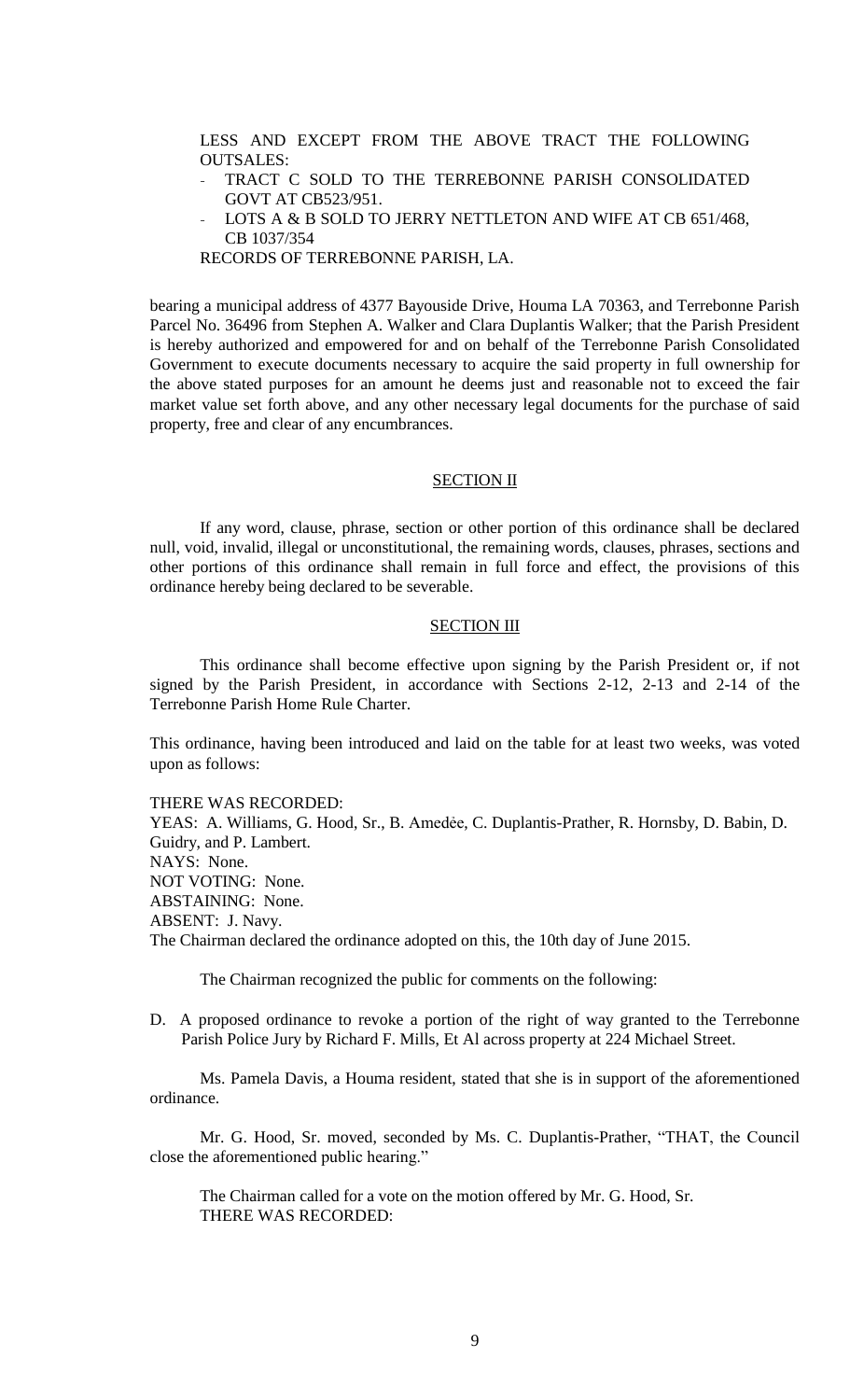LESS AND EXCEPT FROM THE ABOVE TRACT THE FOLLOWING OUTSALES:

- TRACT C SOLD TO THE TERREBONNE PARISH CONSOLIDATED GOVT AT CB523/951.
- LOTS A & B SOLD TO JERRY NETTLETON AND WIFE AT CB 651/468, CB 1037/354

RECORDS OF TERREBONNE PARISH, LA.

bearing a municipal address of 4377 Bayouside Drive, Houma LA 70363, and Terrebonne Parish Parcel No. 36496 from Stephen A. Walker and Clara Duplantis Walker; that the Parish President is hereby authorized and empowered for and on behalf of the Terrebonne Parish Consolidated Government to execute documents necessary to acquire the said property in full ownership for the above stated purposes for an amount he deems just and reasonable not to exceed the fair market value set forth above, and any other necessary legal documents for the purchase of said property, free and clear of any encumbrances.

## SECTION II

If any word, clause, phrase, section or other portion of this ordinance shall be declared null, void, invalid, illegal or unconstitutional, the remaining words, clauses, phrases, sections and other portions of this ordinance shall remain in full force and effect, the provisions of this ordinance hereby being declared to be severable.

## SECTION III

This ordinance shall become effective upon signing by the Parish President or, if not signed by the Parish President, in accordance with Sections 2-12, 2-13 and 2-14 of the Terrebonne Parish Home Rule Charter.

This ordinance, having been introduced and laid on the table for at least two weeks, was voted upon as follows:

THERE WAS RECORDED:
YEAS: A. Williams, G. Hood, Sr., B. Amedée, C. Duplantis-Prather, R. Hornsby, D. Babin, D. Guidry, and P. Lambert.
NAYS: None.
NOT VOTING: None.
ABSTAINING: None.
ABSENT: J. Navy.
The Chairman declared the ordinance adopted on this, the 10th day of June 2015.

The Chairman recognized the public for comments on the following:

D. A proposed ordinance to revoke a portion of the right of way granted to the Terrebonne Parish Police Jury by Richard F. Mills, Et Al across property at 224 Michael Street.

Ms. Pamela Davis, a Houma resident, stated that she is in support of the aforementioned ordinance.

Mr. G. Hood, Sr. moved, seconded by Ms. C. Duplantis-Prather, "THAT, the Council close the aforementioned public hearing."

The Chairman called for a vote on the motion offered by Mr. G. Hood, Sr.
THERE WAS RECORDED: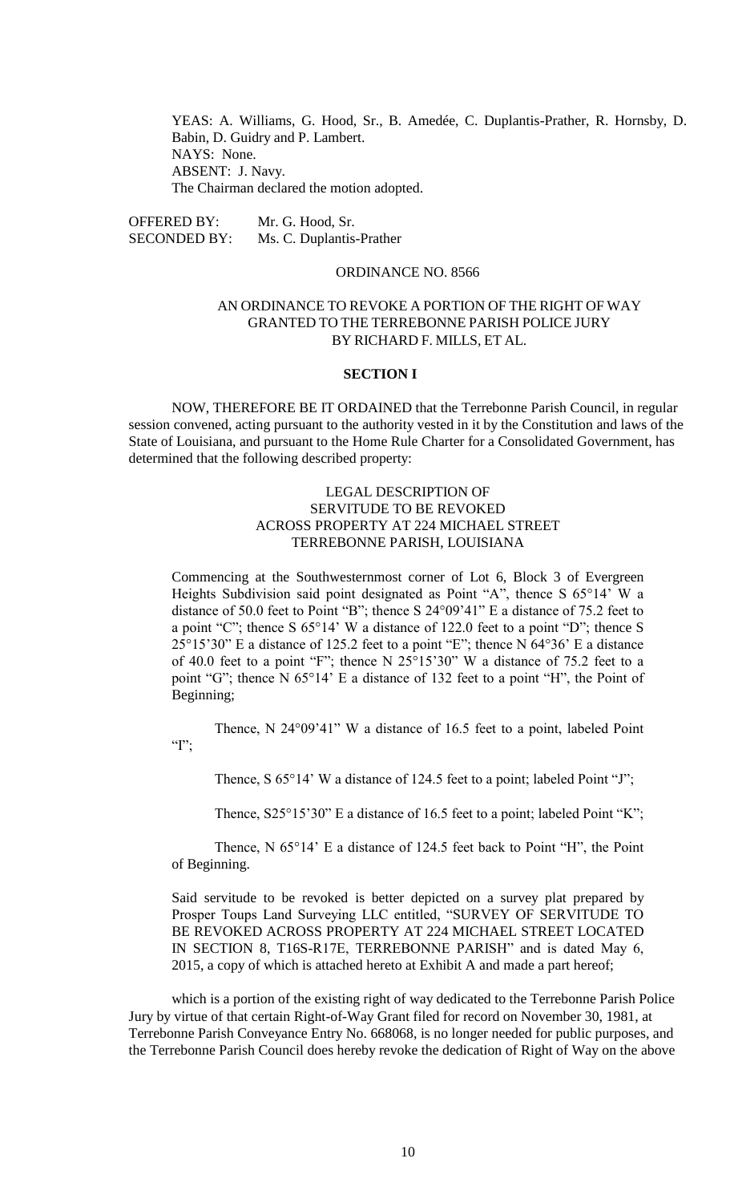YEAS: A. Williams, G. Hood, Sr., B. Amedée, C. Duplantis-Prather, R. Hornsby, D. Babin, D. Guidry and P. Lambert.
NAYS: None.
ABSENT: J. Navy.
The Chairman declared the motion adopted.

OFFERED BY: Mr. G. Hood, Sr.
SECONDED BY: Ms. C. Duplantis-Prather

ORDINANCE NO. 8566

AN ORDINANCE TO REVOKE A PORTION OF THE RIGHT OF WAY GRANTED TO THE TERREBONNE PARISH POLICE JURY BY RICHARD F. MILLS, ET AL.

**SECTION I**

NOW, THEREFORE BE IT ORDAINED that the Terrebonne Parish Council, in regular session convened, acting pursuant to the authority vested in it by the Constitution and laws of the State of Louisiana, and pursuant to the Home Rule Charter for a Consolidated Government, has determined that the following described property:

LEGAL DESCRIPTION OF
SERVITUDE TO BE REVOKED
ACROSS PROPERTY AT 224 MICHAEL STREET
TERREBONNE PARISH, LOUISIANA

Commencing at the Southwesternmost corner of Lot 6, Block 3 of Evergreen Heights Subdivision said point designated as Point "A", thence S 65°14' W a distance of 50.0 feet to Point "B"; thence S 24°09'41" E a distance of 75.2 feet to a point "C"; thence S 65°14' W a distance of 122.0 feet to a point "D"; thence S 25°15'30" E a distance of 125.2 feet to a point "E"; thence N 64°36' E a distance of 40.0 feet to a point "F"; thence N 25°15'30" W a distance of 75.2 feet to a point "G"; thence N 65°14' E a distance of 132 feet to a point "H", the Point of Beginning;

Thence, N 24°09'41" W a distance of 16.5 feet to a point, labeled Point "I";

Thence, S 65°14' W a distance of 124.5 feet to a point; labeled Point "J";

Thence, S25°15'30" E a distance of 16.5 feet to a point; labeled Point "K";

Thence, N 65°14' E a distance of 124.5 feet back to Point "H", the Point of Beginning.

Said servitude to be revoked is better depicted on a survey plat prepared by Prosper Toups Land Surveying LLC entitled, "SURVEY OF SERVITUDE TO BE REVOKED ACROSS PROPERTY AT 224 MICHAEL STREET LOCATED IN SECTION 8, T16S-R17E, TERREBONNE PARISH" and is dated May 6, 2015, a copy of which is attached hereto at Exhibit A and made a part hereof;

which is a portion of the existing right of way dedicated to the Terrebonne Parish Police Jury by virtue of that certain Right-of-Way Grant filed for record on November 30, 1981, at Terrebonne Parish Conveyance Entry No. 668068, is no longer needed for public purposes, and the Terrebonne Parish Council does hereby revoke the dedication of Right of Way on the above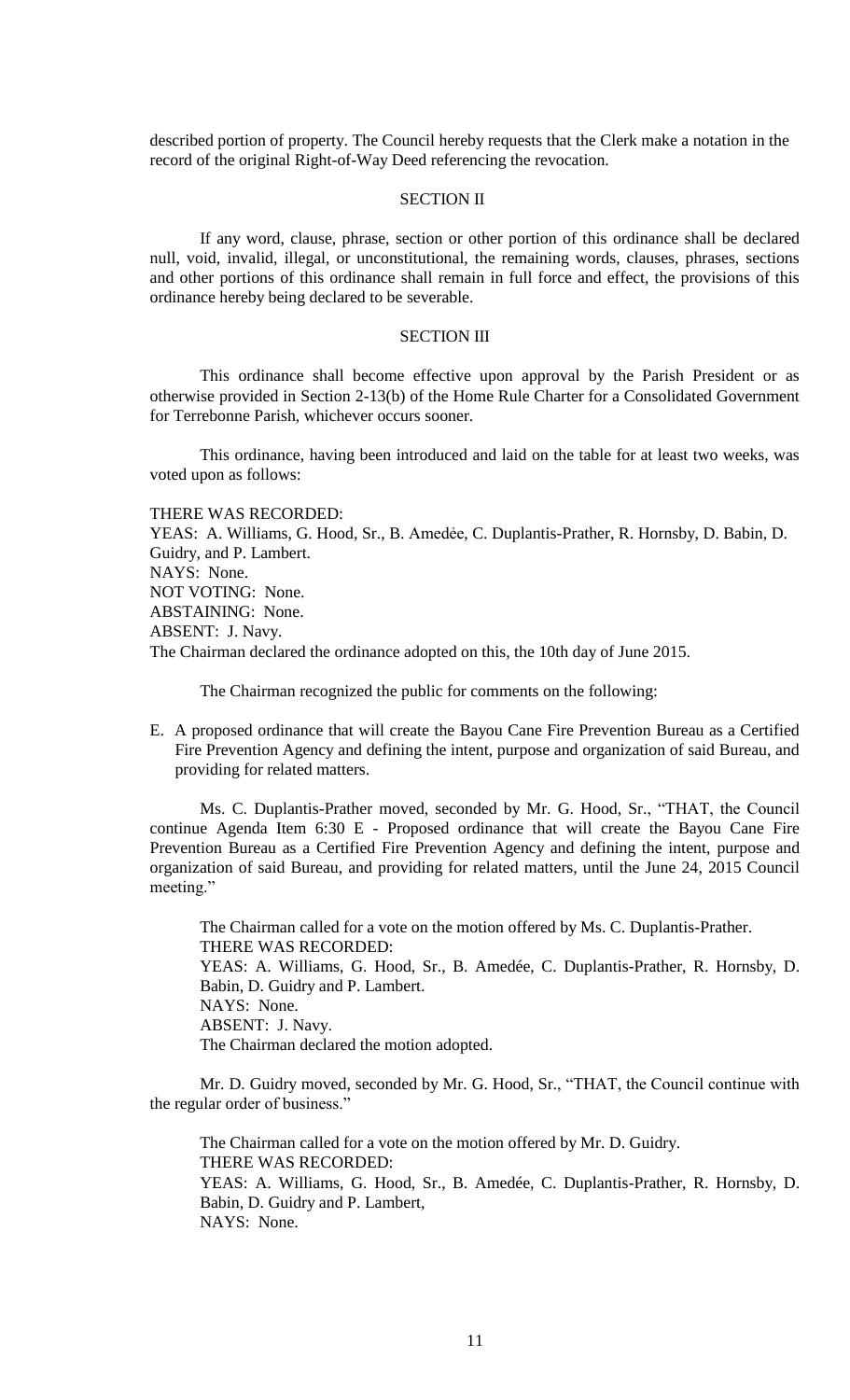described portion of property. The Council hereby requests that the Clerk make a notation in the record of the original Right-of-Way Deed referencing the revocation.

SECTION II

If any word, clause, phrase, section or other portion of this ordinance shall be declared null, void, invalid, illegal, or unconstitutional, the remaining words, clauses, phrases, sections and other portions of this ordinance shall remain in full force and effect, the provisions of this ordinance hereby being declared to be severable.

SECTION III

This ordinance shall become effective upon approval by the Parish President or as otherwise provided in Section 2-13(b) of the Home Rule Charter for a Consolidated Government for Terrebonne Parish, whichever occurs sooner.

This ordinance, having been introduced and laid on the table for at least two weeks, was voted upon as follows:

THERE WAS RECORDED:
YEAS: A. Williams, G. Hood, Sr., B. Amedėe, C. Duplantis-Prather, R. Hornsby, D. Babin, D. Guidry, and P. Lambert.
NAYS: None.
NOT VOTING: None.
ABSTAINING: None.
ABSENT: J. Navy.
The Chairman declared the ordinance adopted on this, the 10th day of June 2015.

The Chairman recognized the public for comments on the following:

E. A proposed ordinance that will create the Bayou Cane Fire Prevention Bureau as a Certified Fire Prevention Agency and defining the intent, purpose and organization of said Bureau, and providing for related matters.

Ms. C. Duplantis-Prather moved, seconded by Mr. G. Hood, Sr., "THAT, the Council continue Agenda Item 6:30 E - Proposed ordinance that will create the Bayou Cane Fire Prevention Bureau as a Certified Fire Prevention Agency and defining the intent, purpose and organization of said Bureau, and providing for related matters, until the June 24, 2015 Council meeting."

The Chairman called for a vote on the motion offered by Ms. C. Duplantis-Prather.
THERE WAS RECORDED:
YEAS: A. Williams, G. Hood, Sr., B. Amedée, C. Duplantis-Prather, R. Hornsby, D. Babin, D. Guidry and P. Lambert.
NAYS: None.
ABSENT: J. Navy.
The Chairman declared the motion adopted.

Mr. D. Guidry moved, seconded by Mr. G. Hood, Sr., "THAT, the Council continue with the regular order of business."

The Chairman called for a vote on the motion offered by Mr. D. Guidry.
THERE WAS RECORDED:
YEAS: A. Williams, G. Hood, Sr., B. Amedée, C. Duplantis-Prather, R. Hornsby, D. Babin, D. Guidry and P. Lambert,
NAYS: None.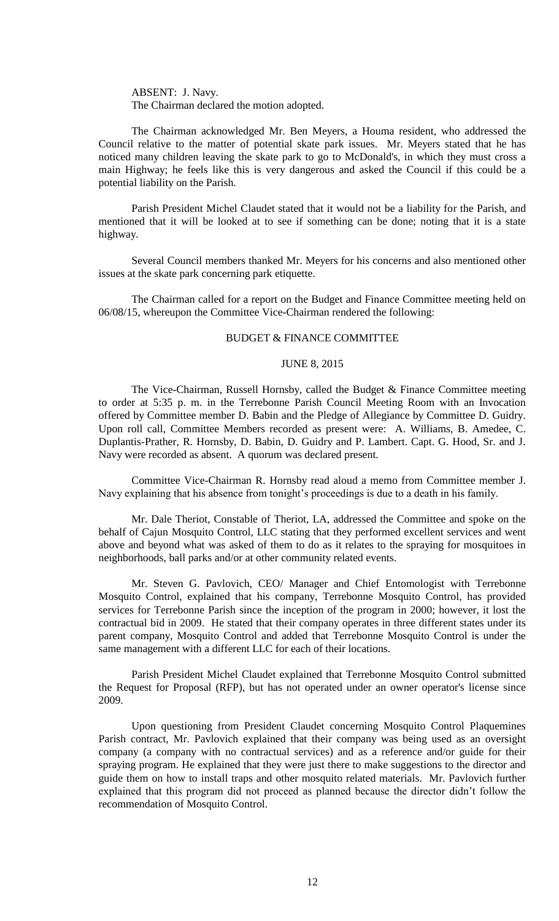ABSENT: J. Navy.

The Chairman declared the motion adopted.

The Chairman acknowledged Mr. Ben Meyers, a Houma resident, who addressed the Council relative to the matter of potential skate park issues. Mr. Meyers stated that he has noticed many children leaving the skate park to go to McDonald's, in which they must cross a main Highway; he feels like this is very dangerous and asked the Council if this could be a potential liability on the Parish.

Parish President Michel Claudet stated that it would not be a liability for the Parish, and mentioned that it will be looked at to see if something can be done; noting that it is a state highway.

Several Council members thanked Mr. Meyers for his concerns and also mentioned other issues at the skate park concerning park etiquette.

The Chairman called for a report on the Budget and Finance Committee meeting held on 06/08/15, whereupon the Committee Vice-Chairman rendered the following:

## BUDGET & FINANCE COMMITTEE

## JUNE 8, 2015

The Vice-Chairman, Russell Hornsby, called the Budget & Finance Committee meeting to order at 5:35 p. m. in the Terrebonne Parish Council Meeting Room with an Invocation offered by Committee member D. Babin and the Pledge of Allegiance by Committee D. Guidry. Upon roll call, Committee Members recorded as present were: A. Williams, B. Amedee, C. Duplantis-Prather, R. Hornsby, D. Babin, D. Guidry and P. Lambert. Capt. G. Hood, Sr. and J. Navy were recorded as absent. A quorum was declared present.

Committee Vice-Chairman R. Hornsby read aloud a memo from Committee member J. Navy explaining that his absence from tonight's proceedings is due to a death in his family.

Mr. Dale Theriot, Constable of Theriot, LA, addressed the Committee and spoke on the behalf of Cajun Mosquito Control, LLC stating that they performed excellent services and went above and beyond what was asked of them to do as it relates to the spraying for mosquitoes in neighborhoods, ball parks and/or at other community related events.

Mr. Steven G. Pavlovich, CEO/ Manager and Chief Entomologist with Terrebonne Mosquito Control, explained that his company, Terrebonne Mosquito Control, has provided services for Terrebonne Parish since the inception of the program in 2000; however, it lost the contractual bid in 2009. He stated that their company operates in three different states under its parent company, Mosquito Control and added that Terrebonne Mosquito Control is under the same management with a different LLC for each of their locations.

Parish President Michel Claudet explained that Terrebonne Mosquito Control submitted the Request for Proposal (RFP), but has not operated under an owner operator's license since 2009.

Upon questioning from President Claudet concerning Mosquito Control Plaquemines Parish contract, Mr. Pavlovich explained that their company was being used as an oversight company (a company with no contractual services) and as a reference and/or guide for their spraying program. He explained that they were just there to make suggestions to the director and guide them on how to install traps and other mosquito related materials. Mr. Pavlovich further explained that this program did not proceed as planned because the director didn't follow the recommendation of Mosquito Control.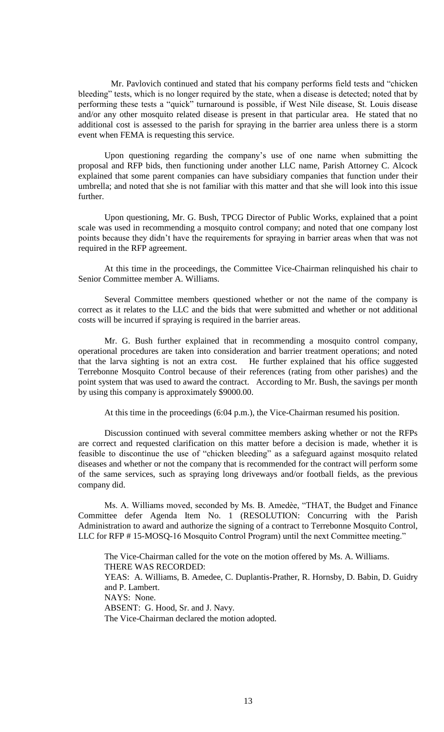Mr. Pavlovich continued and stated that his company performs field tests and "chicken bleeding" tests, which is no longer required by the state, when a disease is detected; noted that by performing these tests a "quick" turnaround is possible, if West Nile disease, St. Louis disease and/or any other mosquito related disease is present in that particular area. He stated that no additional cost is assessed to the parish for spraying in the barrier area unless there is a storm event when FEMA is requesting this service.

Upon questioning regarding the company's use of one name when submitting the proposal and RFP bids, then functioning under another LLC name, Parish Attorney C. Alcock explained that some parent companies can have subsidiary companies that function under their umbrella; and noted that she is not familiar with this matter and that she will look into this issue further.

Upon questioning, Mr. G. Bush, TPCG Director of Public Works, explained that a point scale was used in recommending a mosquito control company; and noted that one company lost points because they didn't have the requirements for spraying in barrier areas when that was not required in the RFP agreement.

At this time in the proceedings, the Committee Vice-Chairman relinquished his chair to Senior Committee member A. Williams.

Several Committee members questioned whether or not the name of the company is correct as it relates to the LLC and the bids that were submitted and whether or not additional costs will be incurred if spraying is required in the barrier areas.

Mr. G. Bush further explained that in recommending a mosquito control company, operational procedures are taken into consideration and barrier treatment operations; and noted that the larva sighting is not an extra cost. He further explained that his office suggested Terrebonne Mosquito Control because of their references (rating from other parishes) and the point system that was used to award the contract. According to Mr. Bush, the savings per month by using this company is approximately $9000.00.

At this time in the proceedings (6:04 p.m.), the Vice-Chairman resumed his position.

Discussion continued with several committee members asking whether or not the RFPs are correct and requested clarification on this matter before a decision is made, whether it is feasible to discontinue the use of "chicken bleeding" as a safeguard against mosquito related diseases and whether or not the company that is recommended for the contract will perform some of the same services, such as spraying long driveways and/or football fields, as the previous company did.

Ms. A. Williams moved, seconded by Ms. B. Amedèe, "THAT, the Budget and Finance Committee defer Agenda Item No. 1 (RESOLUTION: Concurring with the Parish Administration to award and authorize the signing of a contract to Terrebonne Mosquito Control, LLC for RFP # 15-MOSQ-16 Mosquito Control Program) until the next Committee meeting."

The Vice-Chairman called for the vote on the motion offered by Ms. A. Williams.
THERE WAS RECORDED:
YEAS: A. Williams, B. Amedee, C. Duplantis-Prather, R. Hornsby, D. Babin, D. Guidry and P. Lambert.
NAYS: None.
ABSENT: G. Hood, Sr. and J. Navy.
The Vice-Chairman declared the motion adopted.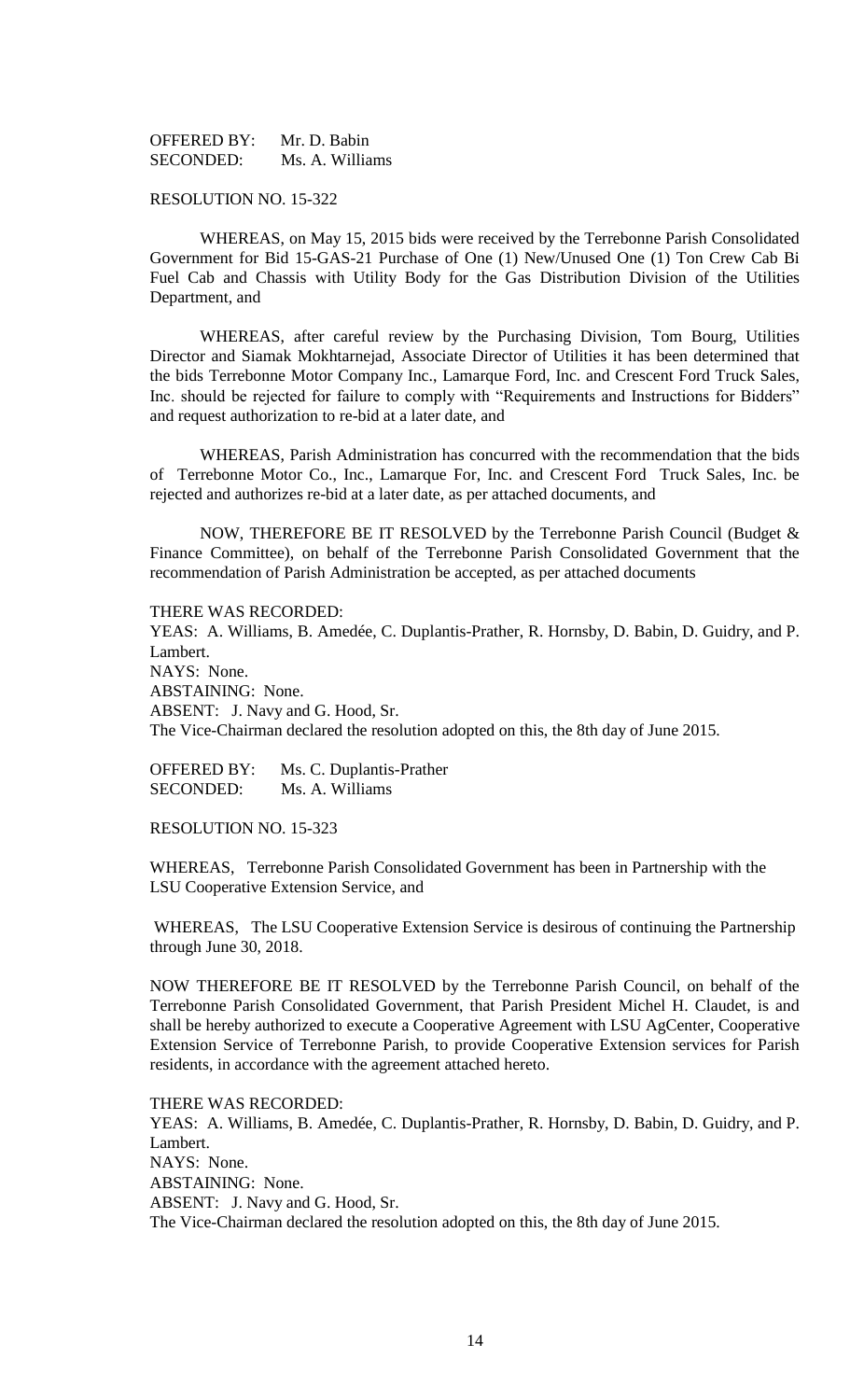OFFERED BY: Mr. D. Babin
SECONDED: Ms. A. Williams

RESOLUTION NO. 15-322

WHEREAS, on May 15, 2015 bids were received by the Terrebonne Parish Consolidated Government for Bid 15-GAS-21 Purchase of One (1) New/Unused One (1) Ton Crew Cab Bi Fuel Cab and Chassis with Utility Body for the Gas Distribution Division of the Utilities Department, and

WHEREAS, after careful review by the Purchasing Division, Tom Bourg, Utilities Director and Siamak Mokhtarnejad, Associate Director of Utilities it has been determined that the bids Terrebonne Motor Company Inc., Lamarque Ford, Inc. and Crescent Ford Truck Sales, Inc. should be rejected for failure to comply with "Requirements and Instructions for Bidders" and request authorization to re-bid at a later date, and

WHEREAS, Parish Administration has concurred with the recommendation that the bids of Terrebonne Motor Co., Inc., Lamarque For, Inc. and Crescent Ford Truck Sales, Inc. be rejected and authorizes re-bid at a later date, as per attached documents, and

NOW, THEREFORE BE IT RESOLVED by the Terrebonne Parish Council (Budget & Finance Committee), on behalf of the Terrebonne Parish Consolidated Government that the recommendation of Parish Administration be accepted, as per attached documents

THERE WAS RECORDED:
YEAS: A. Williams, B. Amedée, C. Duplantis-Prather, R. Hornsby, D. Babin, D. Guidry, and P. Lambert.
NAYS: None.
ABSTAINING: None.
ABSENT: J. Navy and G. Hood, Sr.
The Vice-Chairman declared the resolution adopted on this, the 8th day of June 2015.

OFFERED BY: Ms. C. Duplantis-Prather
SECONDED: Ms. A. Williams

RESOLUTION NO. 15-323

WHEREAS, Terrebonne Parish Consolidated Government has been in Partnership with the LSU Cooperative Extension Service, and

WHEREAS, The LSU Cooperative Extension Service is desirous of continuing the Partnership through June 30, 2018.

NOW THEREFORE BE IT RESOLVED by the Terrebonne Parish Council, on behalf of the Terrebonne Parish Consolidated Government, that Parish President Michel H. Claudet, is and shall be hereby authorized to execute a Cooperative Agreement with LSU AgCenter, Cooperative Extension Service of Terrebonne Parish, to provide Cooperative Extension services for Parish residents, in accordance with the agreement attached hereto.

THERE WAS RECORDED:
YEAS: A. Williams, B. Amedée, C. Duplantis-Prather, R. Hornsby, D. Babin, D. Guidry, and P. Lambert.
NAYS: None.
ABSTAINING: None.
ABSENT: J. Navy and G. Hood, Sr.
The Vice-Chairman declared the resolution adopted on this, the 8th day of June 2015.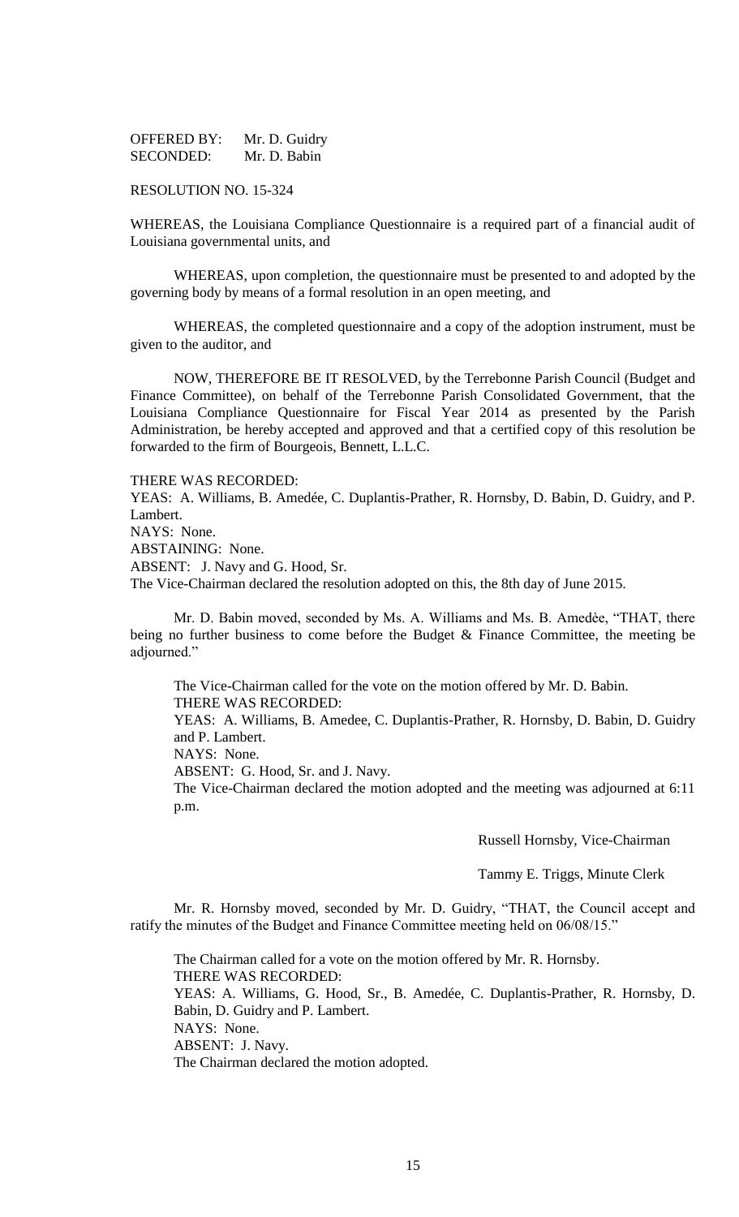OFFERED BY: Mr. D. Guidry
SECONDED: Mr. D. Babin

RESOLUTION NO. 15-324

WHEREAS, the Louisiana Compliance Questionnaire is a required part of a financial audit of Louisiana governmental units, and

WHEREAS, upon completion, the questionnaire must be presented to and adopted by the governing body by means of a formal resolution in an open meeting, and

WHEREAS, the completed questionnaire and a copy of the adoption instrument, must be given to the auditor, and

NOW, THEREFORE BE IT RESOLVED, by the Terrebonne Parish Council (Budget and Finance Committee), on behalf of the Terrebonne Parish Consolidated Government, that the Louisiana Compliance Questionnaire for Fiscal Year 2014 as presented by the Parish Administration, be hereby accepted and approved and that a certified copy of this resolution be forwarded to the firm of Bourgeois, Bennett, L.L.C.

THERE WAS RECORDED:
YEAS: A. Williams, B. Amedée, C. Duplantis-Prather, R. Hornsby, D. Babin, D. Guidry, and P. Lambert.
NAYS: None.
ABSTAINING: None.
ABSENT: J. Navy and G. Hood, Sr.
The Vice-Chairman declared the resolution adopted on this, the 8th day of June 2015.

Mr. D. Babin moved, seconded by Ms. A. Williams and Ms. B. Amedèe, "THAT, there being no further business to come before the Budget & Finance Committee, the meeting be adjourned."

The Vice-Chairman called for the vote on the motion offered by Mr. D. Babin.
THERE WAS RECORDED:
YEAS: A. Williams, B. Amedee, C. Duplantis-Prather, R. Hornsby, D. Babin, D. Guidry and P. Lambert.
NAYS: None.
ABSENT: G. Hood, Sr. and J. Navy.
The Vice-Chairman declared the motion adopted and the meeting was adjourned at 6:11 p.m.

Russell Hornsby, Vice-Chairman

Tammy E. Triggs, Minute Clerk

Mr. R. Hornsby moved, seconded by Mr. D. Guidry, "THAT, the Council accept and ratify the minutes of the Budget and Finance Committee meeting held on 06/08/15."

The Chairman called for a vote on the motion offered by Mr. R. Hornsby.
THERE WAS RECORDED:
YEAS: A. Williams, G. Hood, Sr., B. Amedée, C. Duplantis-Prather, R. Hornsby, D. Babin, D. Guidry and P. Lambert.
NAYS: None.
ABSENT: J. Navy.
The Chairman declared the motion adopted.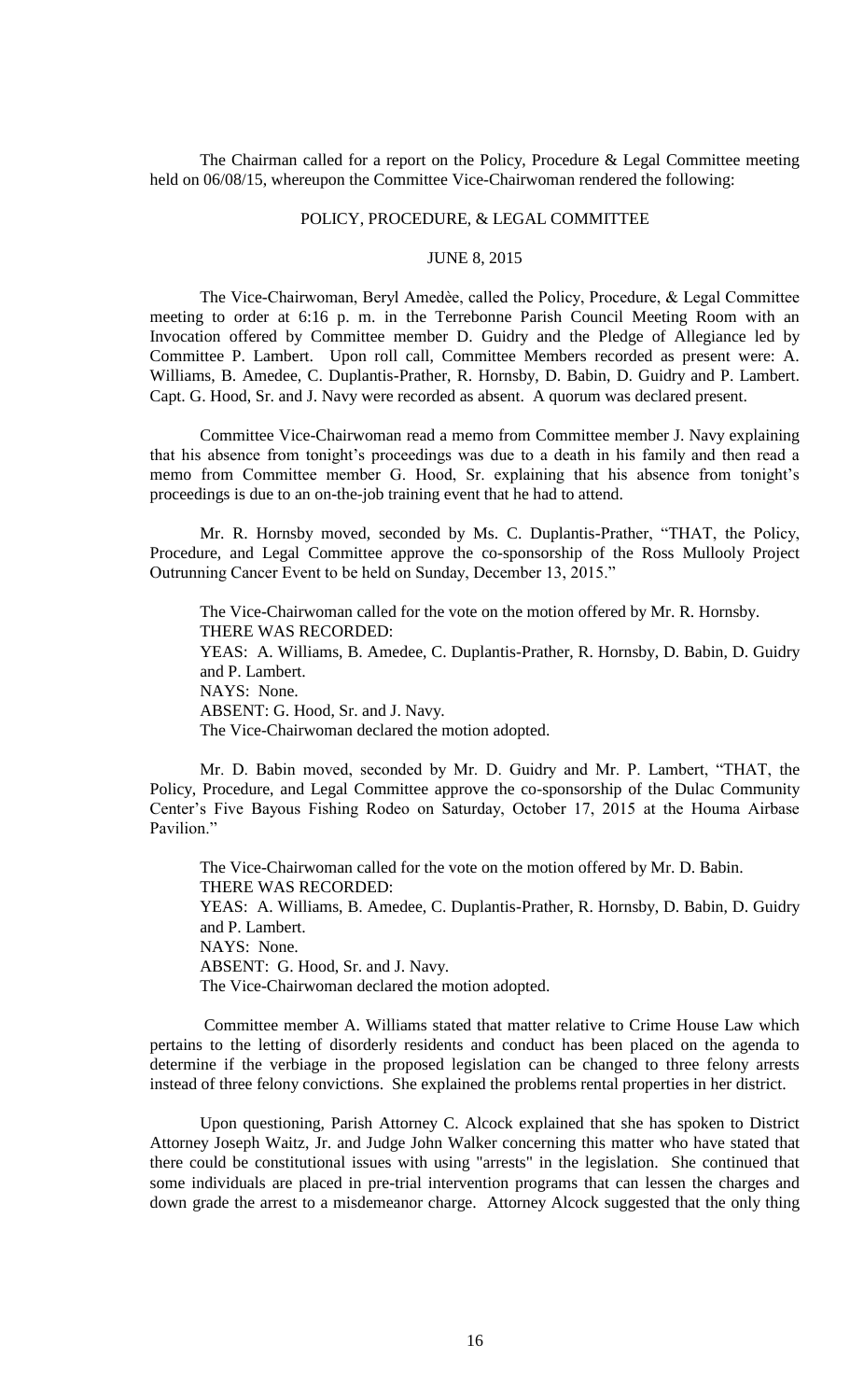The Chairman called for a report on the Policy, Procedure & Legal Committee meeting held on 06/08/15, whereupon the Committee Vice-Chairwoman rendered the following:

POLICY, PROCEDURE, & LEGAL COMMITTEE

JUNE 8, 2015

The Vice-Chairwoman, Beryl Amedèe, called the Policy, Procedure, & Legal Committee meeting to order at 6:16 p. m. in the Terrebonne Parish Council Meeting Room with an Invocation offered by Committee member D. Guidry and the Pledge of Allegiance led by Committee P. Lambert. Upon roll call, Committee Members recorded as present were: A. Williams, B. Amedee, C. Duplantis-Prather, R. Hornsby, D. Babin, D. Guidry and P. Lambert. Capt. G. Hood, Sr. and J. Navy were recorded as absent. A quorum was declared present.

Committee Vice-Chairwoman read a memo from Committee member J. Navy explaining that his absence from tonight's proceedings was due to a death in his family and then read a memo from Committee member G. Hood, Sr. explaining that his absence from tonight's proceedings is due to an on-the-job training event that he had to attend.

Mr. R. Hornsby moved, seconded by Ms. C. Duplantis-Prather, "THAT, the Policy, Procedure, and Legal Committee approve the co-sponsorship of the Ross Mullooly Project Outrunning Cancer Event to be held on Sunday, December 13, 2015."

The Vice-Chairwoman called for the vote on the motion offered by Mr. R. Hornsby.
THERE WAS RECORDED:
YEAS: A. Williams, B. Amedee, C. Duplantis-Prather, R. Hornsby, D. Babin, D. Guidry and P. Lambert.
NAYS: None.
ABSENT: G. Hood, Sr. and J. Navy.
The Vice-Chairwoman declared the motion adopted.

Mr. D. Babin moved, seconded by Mr. D. Guidry and Mr. P. Lambert, "THAT, the Policy, Procedure, and Legal Committee approve the co-sponsorship of the Dulac Community Center's Five Bayous Fishing Rodeo on Saturday, October 17, 2015 at the Houma Airbase Pavilion."

The Vice-Chairwoman called for the vote on the motion offered by Mr. D. Babin.
THERE WAS RECORDED:
YEAS: A. Williams, B. Amedee, C. Duplantis-Prather, R. Hornsby, D. Babin, D. Guidry and P. Lambert.
NAYS: None.
ABSENT: G. Hood, Sr. and J. Navy.
The Vice-Chairwoman declared the motion adopted.

Committee member A. Williams stated that matter relative to Crime House Law which pertains to the letting of disorderly residents and conduct has been placed on the agenda to determine if the verbiage in the proposed legislation can be changed to three felony arrests instead of three felony convictions. She explained the problems rental properties in her district.

Upon questioning, Parish Attorney C. Alcock explained that she has spoken to District Attorney Joseph Waitz, Jr. and Judge John Walker concerning this matter who have stated that there could be constitutional issues with using "arrests" in the legislation. She continued that some individuals are placed in pre-trial intervention programs that can lessen the charges and down grade the arrest to a misdemeanor charge. Attorney Alcock suggested that the only thing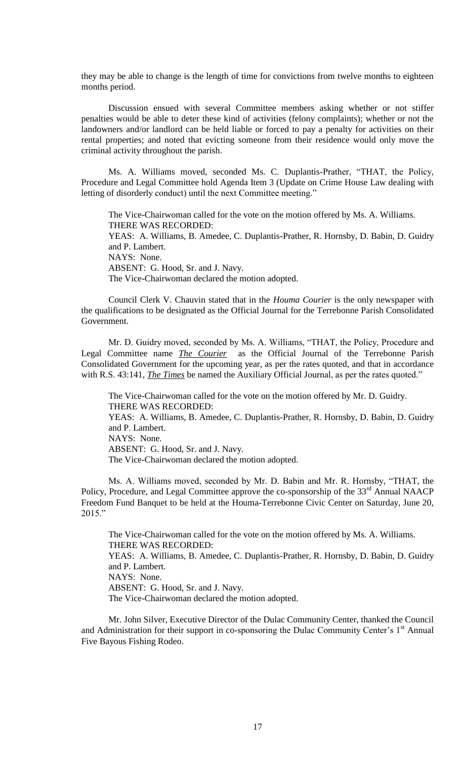they may be able to change is the length of time for convictions from twelve months to eighteen months period.

Discussion ensued with several Committee members asking whether or not stiffer penalties would be able to deter these kind of activities (felony complaints); whether or not the landowners and/or landlord can be held liable or forced to pay a penalty for activities on their rental properties; and noted that evicting someone from their residence would only move the criminal activity throughout the parish.

Ms. A. Williams moved, seconded Ms. C. Duplantis-Prather, "THAT, the Policy, Procedure and Legal Committee hold Agenda Item 3 (Update on Crime House Law dealing with letting of disorderly conduct) until the next Committee meeting."

The Vice-Chairwoman called for the vote on the motion offered by Ms. A. Williams.
THERE WAS RECORDED:
YEAS: A. Williams, B. Amedee, C. Duplantis-Prather, R. Hornsby, D. Babin, D. Guidry and P. Lambert.
NAYS: None.
ABSENT: G. Hood, Sr. and J. Navy.
The Vice-Chairwoman declared the motion adopted.

Council Clerk V. Chauvin stated that in the *Houma Courier* is the only newspaper with the qualifications to be designated as the Official Journal for the Terrebonne Parish Consolidated Government.

Mr. D. Guidry moved, seconded by Ms. A. Williams, "THAT, the Policy, Procedure and Legal Committee name ***The Courier*** as the Official Journal of the Terrebonne Parish Consolidated Government for the upcoming year, as per the rates quoted, and that in accordance with R.S. 43:141, ***The Times*** be named the Auxiliary Official Journal, as per the rates quoted."

The Vice-Chairwoman called for the vote on the motion offered by Mr. D. Guidry.
THERE WAS RECORDED:
YEAS: A. Williams, B. Amedee, C. Duplantis-Prather, R. Hornsby, D. Babin, D. Guidry and P. Lambert.
NAYS: None.
ABSENT: G. Hood, Sr. and J. Navy.
The Vice-Chairwoman declared the motion adopted.

Ms. A. Williams moved, seconded by Mr. D. Babin and Mr. R. Hornsby, "THAT, the Policy, Procedure, and Legal Committee approve the co-sponsorship of the 33rd Annual NAACP Freedom Fund Banquet to be held at the Houma-Terrebonne Civic Center on Saturday, June 20, 2015."

The Vice-Chairwoman called for the vote on the motion offered by Ms. A. Williams.
THERE WAS RECORDED:
YEAS: A. Williams, B. Amedee, C. Duplantis-Prather, R. Hornsby, D. Babin, D. Guidry and P. Lambert.
NAYS: None.
ABSENT: G. Hood, Sr. and J. Navy.
The Vice-Chairwoman declared the motion adopted.

Mr. John Silver, Executive Director of the Dulac Community Center, thanked the Council and Administration for their support in co-sponsoring the Dulac Community Center's 1st Annual Five Bayous Fishing Rodeo.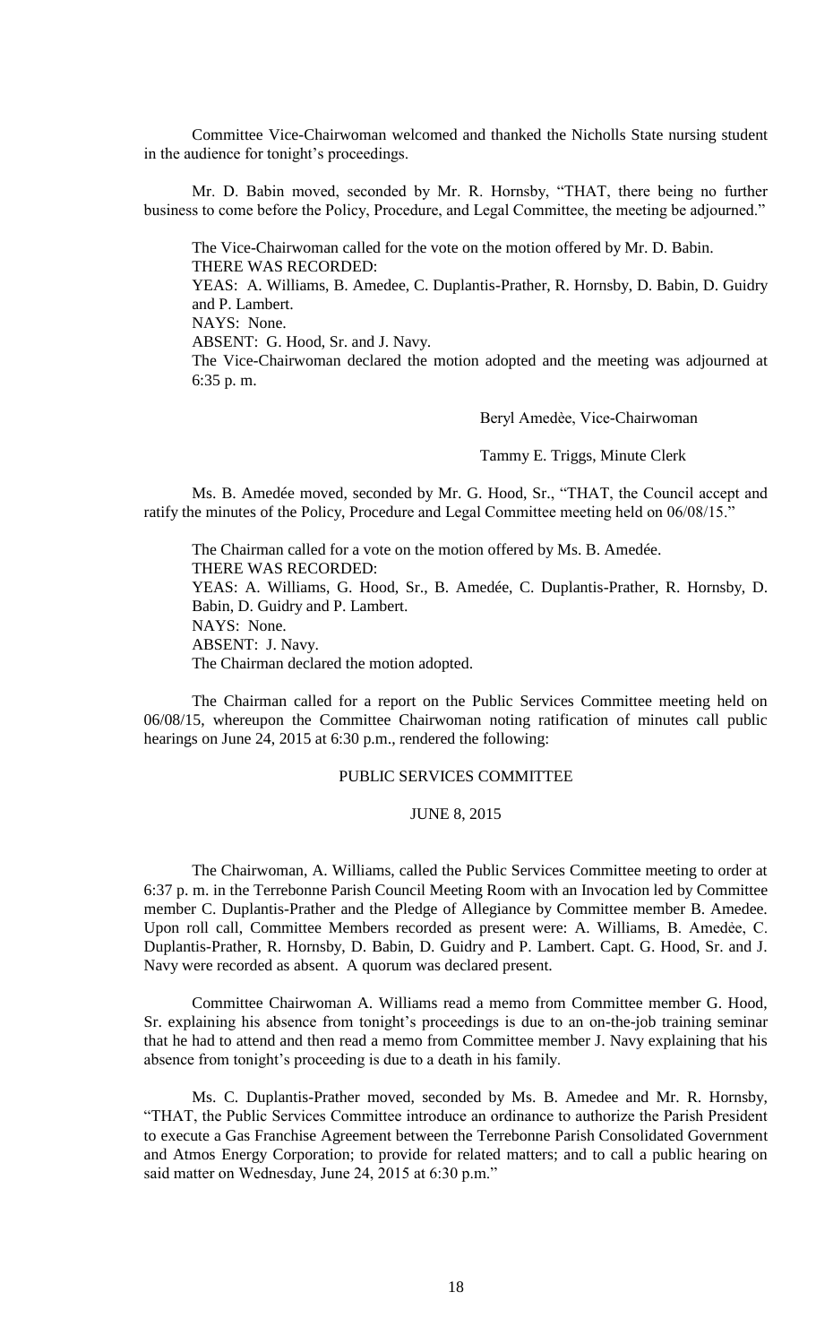Committee Vice-Chairwoman welcomed and thanked the Nicholls State nursing student in the audience for tonight's proceedings.

Mr. D. Babin moved, seconded by Mr. R. Hornsby, "THAT, there being no further business to come before the Policy, Procedure, and Legal Committee, the meeting be adjourned."

The Vice-Chairwoman called for the vote on the motion offered by Mr. D. Babin.
THERE WAS RECORDED:
YEAS: A. Williams, B. Amedee, C. Duplantis-Prather, R. Hornsby, D. Babin, D. Guidry and P. Lambert.
NAYS: None.
ABSENT: G. Hood, Sr. and J. Navy.
The Vice-Chairwoman declared the motion adopted and the meeting was adjourned at 6:35 p. m.

Beryl Amedèe, Vice-Chairwoman

Tammy E. Triggs, Minute Clerk

Ms. B. Amedée moved, seconded by Mr. G. Hood, Sr., "THAT, the Council accept and ratify the minutes of the Policy, Procedure and Legal Committee meeting held on 06/08/15."

The Chairman called for a vote on the motion offered by Ms. B. Amedée.
THERE WAS RECORDED:
YEAS: A. Williams, G. Hood, Sr., B. Amedée, C. Duplantis-Prather, R. Hornsby, D. Babin, D. Guidry and P. Lambert.
NAYS: None.
ABSENT: J. Navy.
The Chairman declared the motion adopted.

The Chairman called for a report on the Public Services Committee meeting held on 06/08/15, whereupon the Committee Chairwoman noting ratification of minutes call public hearings on June 24, 2015 at 6:30 p.m., rendered the following:

PUBLIC SERVICES COMMITTEE

JUNE 8, 2015

The Chairwoman, A. Williams, called the Public Services Committee meeting to order at 6:37 p. m. in the Terrebonne Parish Council Meeting Room with an Invocation led by Committee member C. Duplantis-Prather and the Pledge of Allegiance by Committee member B. Amedee. Upon roll call, Committee Members recorded as present were: A. Williams, B. Amedѐe, C. Duplantis-Prather, R. Hornsby, D. Babin, D. Guidry and P. Lambert. Capt. G. Hood, Sr. and J. Navy were recorded as absent. A quorum was declared present.

Committee Chairwoman A. Williams read a memo from Committee member G. Hood, Sr. explaining his absence from tonight's proceedings is due to an on-the-job training seminar that he had to attend and then read a memo from Committee member J. Navy explaining that his absence from tonight's proceeding is due to a death in his family.

Ms. C. Duplantis-Prather moved, seconded by Ms. B. Amedee and Mr. R. Hornsby, "THAT, the Public Services Committee introduce an ordinance to authorize the Parish President to execute a Gas Franchise Agreement between the Terrebonne Parish Consolidated Government and Atmos Energy Corporation; to provide for related matters; and to call a public hearing on said matter on Wednesday, June 24, 2015 at 6:30 p.m."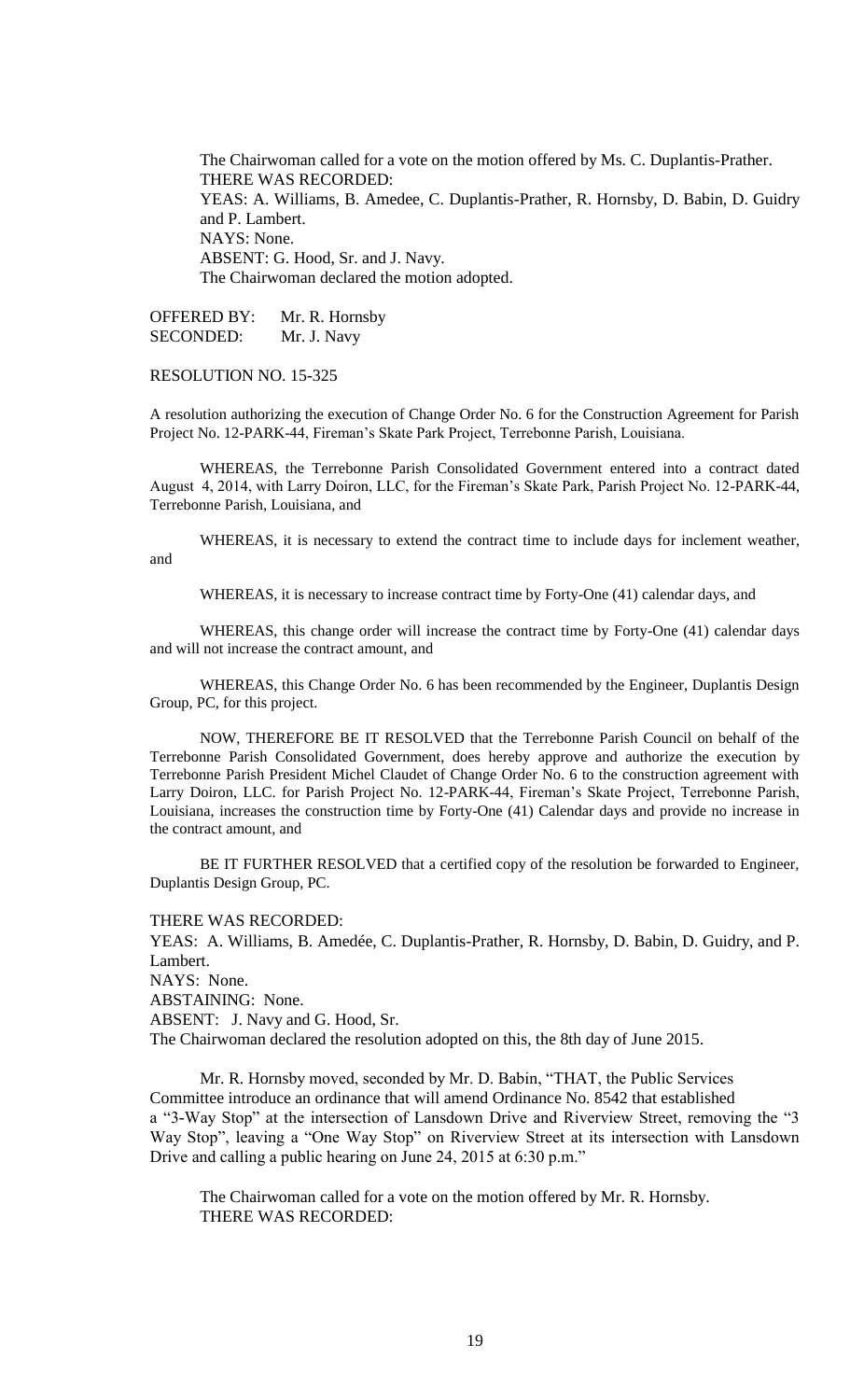The Chairwoman called for a vote on the motion offered by Ms. C. Duplantis-Prather.
THERE WAS RECORDED:
YEAS: A. Williams, B. Amedee, C. Duplantis-Prather, R. Hornsby, D. Babin, D. Guidry and P. Lambert.
NAYS: None.
ABSENT: G. Hood, Sr. and J. Navy.
The Chairwoman declared the motion adopted.

OFFERED BY: Mr. R. Hornsby
SECONDED: Mr. J. Navy

RESOLUTION NO. 15-325

A resolution authorizing the execution of Change Order No. 6 for the Construction Agreement for Parish Project No. 12-PARK-44, Fireman's Skate Park Project, Terrebonne Parish, Louisiana.

WHEREAS, the Terrebonne Parish Consolidated Government entered into a contract dated August 4, 2014, with Larry Doiron, LLC, for the Fireman's Skate Park, Parish Project No. 12-PARK-44, Terrebonne Parish, Louisiana, and

WHEREAS, it is necessary to extend the contract time to include days for inclement weather, and

WHEREAS, it is necessary to increase contract time by Forty-One (41) calendar days, and

WHEREAS, this change order will increase the contract time by Forty-One (41) calendar days and will not increase the contract amount, and

WHEREAS, this Change Order No. 6 has been recommended by the Engineer, Duplantis Design Group, PC, for this project.

NOW, THEREFORE BE IT RESOLVED that the Terrebonne Parish Council on behalf of the Terrebonne Parish Consolidated Government, does hereby approve and authorize the execution by Terrebonne Parish President Michel Claudet of Change Order No. 6 to the construction agreement with Larry Doiron, LLC. for Parish Project No. 12-PARK-44, Fireman's Skate Project, Terrebonne Parish, Louisiana, increases the construction time by Forty-One (41) Calendar days and provide no increase in the contract amount, and

BE IT FURTHER RESOLVED that a certified copy of the resolution be forwarded to Engineer, Duplantis Design Group, PC.

THERE WAS RECORDED:
YEAS: A. Williams, B. Amedée, C. Duplantis-Prather, R. Hornsby, D. Babin, D. Guidry, and P. Lambert.
NAYS: None.
ABSTAINING: None.
ABSENT: J. Navy and G. Hood, Sr.
The Chairwoman declared the resolution adopted on this, the 8th day of June 2015.

Mr. R. Hornsby moved, seconded by Mr. D. Babin, "THAT, the Public Services Committee introduce an ordinance that will amend Ordinance No. 8542 that established a "3-Way Stop" at the intersection of Lansdown Drive and Riverview Street, removing the "3 Way Stop", leaving a "One Way Stop" on Riverview Street at its intersection with Lansdown Drive and calling a public hearing on June 24, 2015 at 6:30 p.m."

The Chairwoman called for a vote on the motion offered by Mr. R. Hornsby.
THERE WAS RECORDED: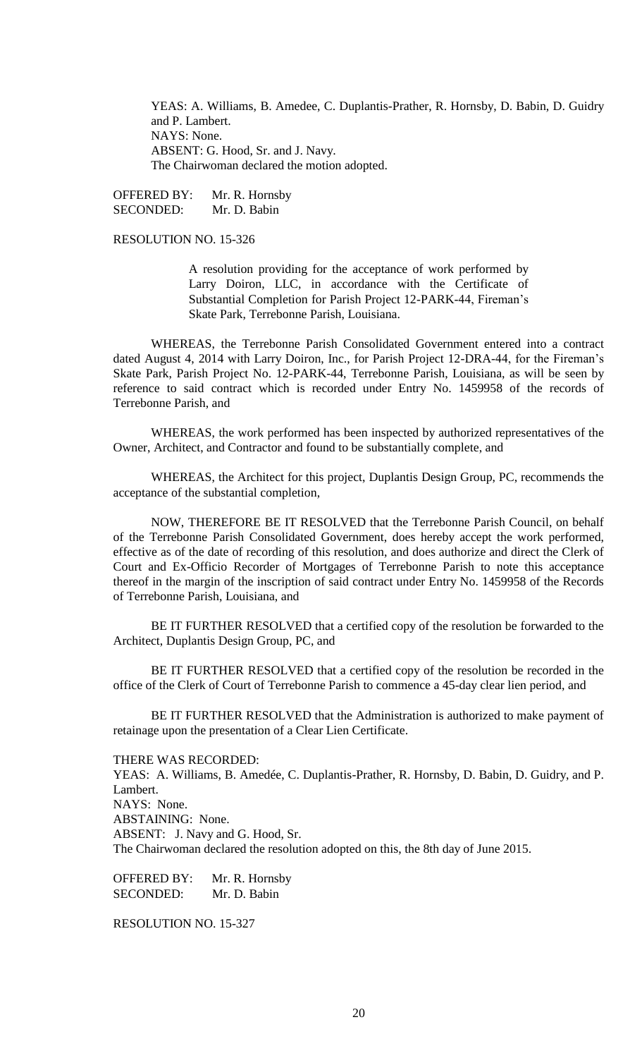YEAS: A. Williams, B. Amedee, C. Duplantis-Prather, R. Hornsby, D. Babin, D. Guidry and P. Lambert.
NAYS: None.
ABSENT: G. Hood, Sr. and J. Navy.
The Chairwoman declared the motion adopted.

OFFERED BY: Mr. R. Hornsby
SECONDED: Mr. D. Babin

RESOLUTION NO. 15-326

> A resolution providing for the acceptance of work performed by Larry Doiron, LLC, in accordance with the Certificate of Substantial Completion for Parish Project 12-PARK-44, Fireman's Skate Park, Terrebonne Parish, Louisiana.

WHEREAS, the Terrebonne Parish Consolidated Government entered into a contract dated August 4, 2014 with Larry Doiron, Inc., for Parish Project 12-DRA-44, for the Fireman's Skate Park, Parish Project No. 12-PARK-44, Terrebonne Parish, Louisiana, as will be seen by reference to said contract which is recorded under Entry No. 1459958 of the records of Terrebonne Parish, and

WHEREAS, the work performed has been inspected by authorized representatives of the Owner, Architect, and Contractor and found to be substantially complete, and

WHEREAS, the Architect for this project, Duplantis Design Group, PC, recommends the acceptance of the substantial completion,

NOW, THEREFORE BE IT RESOLVED that the Terrebonne Parish Council, on behalf of the Terrebonne Parish Consolidated Government, does hereby accept the work performed, effective as of the date of recording of this resolution, and does authorize and direct the Clerk of Court and Ex-Officio Recorder of Mortgages of Terrebonne Parish to note this acceptance thereof in the margin of the inscription of said contract under Entry No. 1459958 of the Records of Terrebonne Parish, Louisiana, and

BE IT FURTHER RESOLVED that a certified copy of the resolution be forwarded to the Architect, Duplantis Design Group, PC, and

BE IT FURTHER RESOLVED that a certified copy of the resolution be recorded in the office of the Clerk of Court of Terrebonne Parish to commence a 45-day clear lien period, and

BE IT FURTHER RESOLVED that the Administration is authorized to make payment of retainage upon the presentation of a Clear Lien Certificate.

THERE WAS RECORDED:
YEAS: A. Williams, B. Amedée, C. Duplantis-Prather, R. Hornsby, D. Babin, D. Guidry, and P. Lambert.
NAYS: None.
ABSTAINING: None.
ABSENT: J. Navy and G. Hood, Sr.
The Chairwoman declared the resolution adopted on this, the 8th day of June 2015.

OFFERED BY: Mr. R. Hornsby
SECONDED: Mr. D. Babin

RESOLUTION NO. 15-327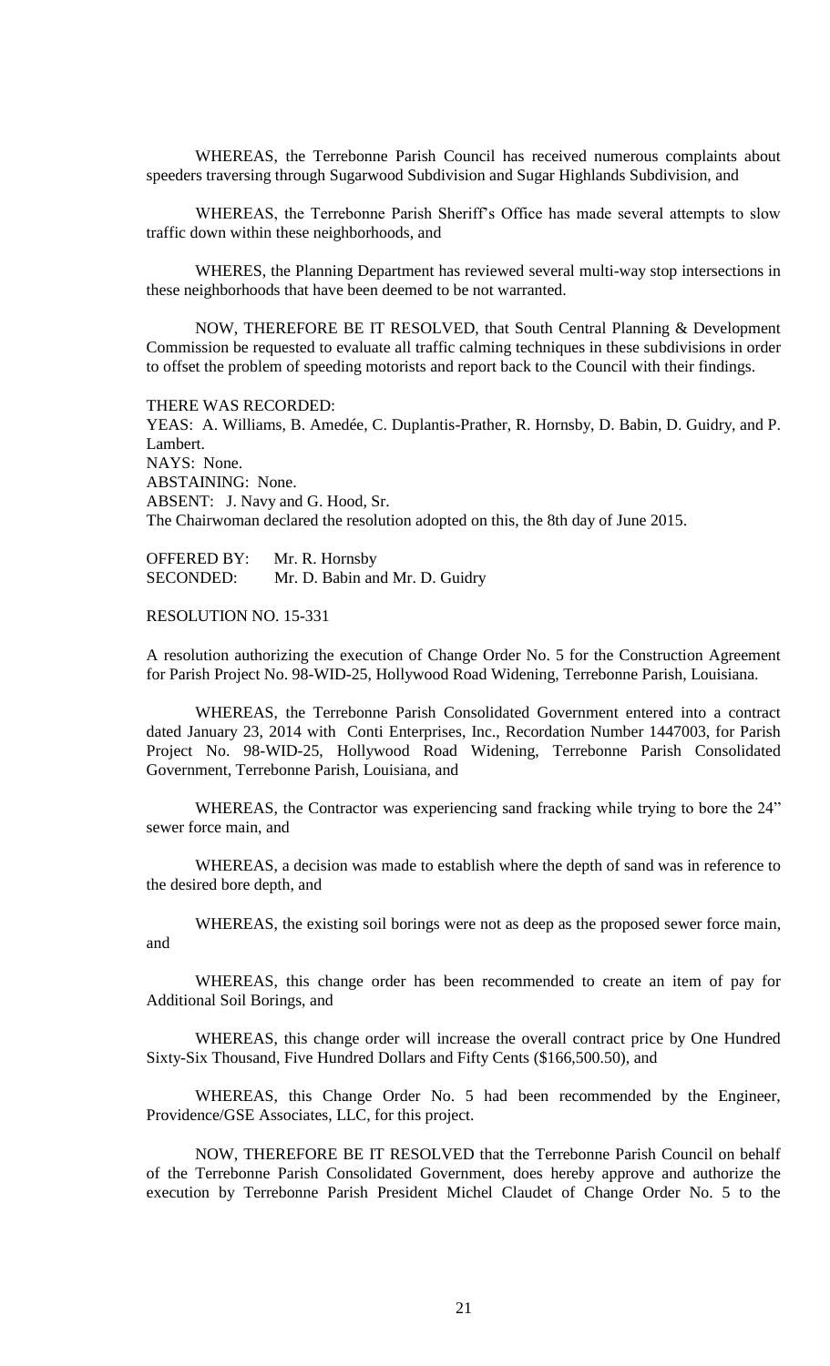WHEREAS, the Terrebonne Parish Council has received numerous complaints about speeders traversing through Sugarwood Subdivision and Sugar Highlands Subdivision, and

WHEREAS, the Terrebonne Parish Sheriff's Office has made several attempts to slow traffic down within these neighborhoods, and

WHERES, the Planning Department has reviewed several multi-way stop intersections in these neighborhoods that have been deemed to be not warranted.

NOW, THEREFORE BE IT RESOLVED, that South Central Planning & Development Commission be requested to evaluate all traffic calming techniques in these subdivisions in order to offset the problem of speeding motorists and report back to the Council with their findings.

THERE WAS RECORDED:
YEAS: A. Williams, B. Amedée, C. Duplantis-Prather, R. Hornsby, D. Babin, D. Guidry, and P. Lambert.
NAYS: None.
ABSTAINING: None.
ABSENT: J. Navy and G. Hood, Sr.
The Chairwoman declared the resolution adopted on this, the 8th day of June 2015.

OFFERED BY: Mr. R. Hornsby
SECONDED: Mr. D. Babin and Mr. D. Guidry

RESOLUTION NO. 15-331

A resolution authorizing the execution of Change Order No. 5 for the Construction Agreement for Parish Project No. 98-WID-25, Hollywood Road Widening, Terrebonne Parish, Louisiana.

WHEREAS, the Terrebonne Parish Consolidated Government entered into a contract dated January 23, 2014 with Conti Enterprises, Inc., Recordation Number 1447003, for Parish Project No. 98-WID-25, Hollywood Road Widening, Terrebonne Parish Consolidated Government, Terrebonne Parish, Louisiana, and

WHEREAS, the Contractor was experiencing sand fracking while trying to bore the 24" sewer force main, and

WHEREAS, a decision was made to establish where the depth of sand was in reference to the desired bore depth, and

WHEREAS, the existing soil borings were not as deep as the proposed sewer force main, and

WHEREAS, this change order has been recommended to create an item of pay for Additional Soil Borings, and

WHEREAS, this change order will increase the overall contract price by One Hundred Sixty-Six Thousand, Five Hundred Dollars and Fifty Cents ($166,500.50), and

WHEREAS, this Change Order No. 5 had been recommended by the Engineer, Providence/GSE Associates, LLC, for this project.

NOW, THEREFORE BE IT RESOLVED that the Terrebonne Parish Council on behalf of the Terrebonne Parish Consolidated Government, does hereby approve and authorize the execution by Terrebonne Parish President Michel Claudet of Change Order No. 5 to the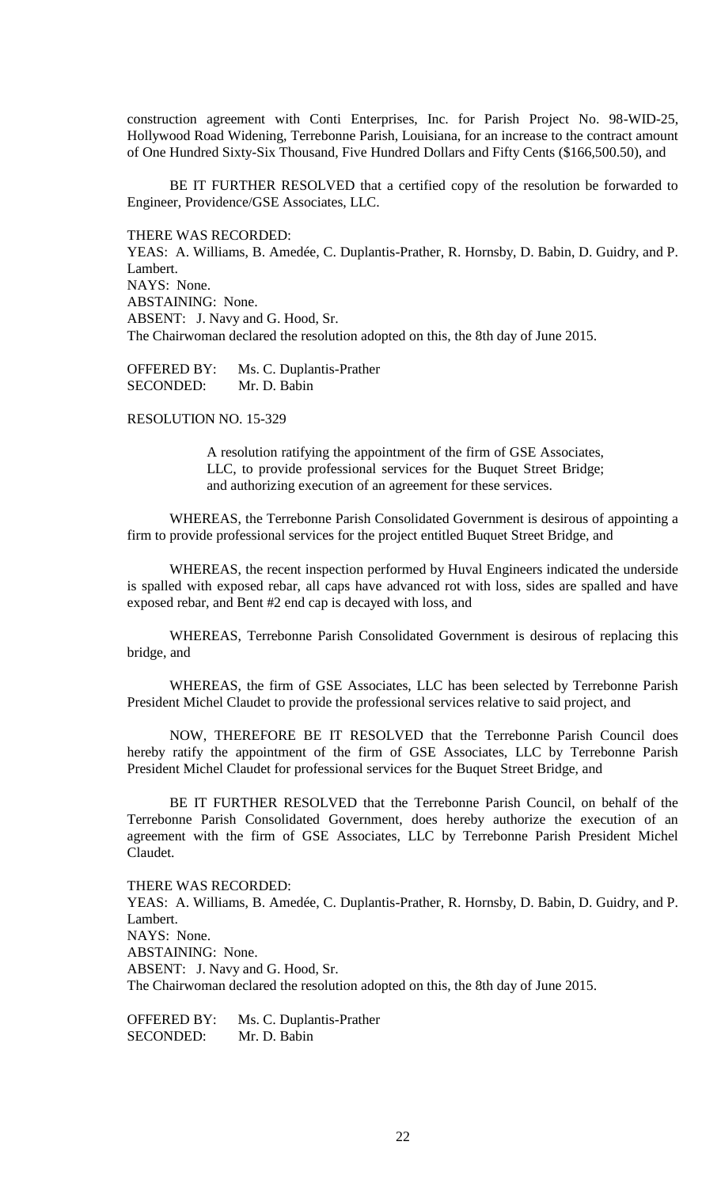construction agreement with Conti Enterprises, Inc. for Parish Project No. 98-WID-25, Hollywood Road Widening, Terrebonne Parish, Louisiana, for an increase to the contract amount of One Hundred Sixty-Six Thousand, Five Hundred Dollars and Fifty Cents ($166,500.50), and

BE IT FURTHER RESOLVED that a certified copy of the resolution be forwarded to Engineer, Providence/GSE Associates, LLC.

THERE WAS RECORDED:
YEAS: A. Williams, B. Amedée, C. Duplantis-Prather, R. Hornsby, D. Babin, D. Guidry, and P. Lambert.
NAYS: None.
ABSTAINING: None.
ABSENT: J. Navy and G. Hood, Sr.
The Chairwoman declared the resolution adopted on this, the 8th day of June 2015.

OFFERED BY: Ms. C. Duplantis-Prather
SECONDED: Mr. D. Babin

RESOLUTION NO. 15-329

A resolution ratifying the appointment of the firm of GSE Associates, LLC, to provide professional services for the Buquet Street Bridge; and authorizing execution of an agreement for these services.

WHEREAS, the Terrebonne Parish Consolidated Government is desirous of appointing a firm to provide professional services for the project entitled Buquet Street Bridge, and

WHEREAS, the recent inspection performed by Huval Engineers indicated the underside is spalled with exposed rebar, all caps have advanced rot with loss, sides are spalled and have exposed rebar, and Bent #2 end cap is decayed with loss, and

WHEREAS, Terrebonne Parish Consolidated Government is desirous of replacing this bridge, and

WHEREAS, the firm of GSE Associates, LLC has been selected by Terrebonne Parish President Michel Claudet to provide the professional services relative to said project, and

NOW, THEREFORE BE IT RESOLVED that the Terrebonne Parish Council does hereby ratify the appointment of the firm of GSE Associates, LLC by Terrebonne Parish President Michel Claudet for professional services for the Buquet Street Bridge, and

BE IT FURTHER RESOLVED that the Terrebonne Parish Council, on behalf of the Terrebonne Parish Consolidated Government, does hereby authorize the execution of an agreement with the firm of GSE Associates, LLC by Terrebonne Parish President Michel Claudet.

THERE WAS RECORDED:
YEAS: A. Williams, B. Amedée, C. Duplantis-Prather, R. Hornsby, D. Babin, D. Guidry, and P. Lambert.
NAYS: None.
ABSTAINING: None.
ABSENT: J. Navy and G. Hood, Sr.
The Chairwoman declared the resolution adopted on this, the 8th day of June 2015.

OFFERED BY: Ms. C. Duplantis-Prather
SECONDED: Mr. D. Babin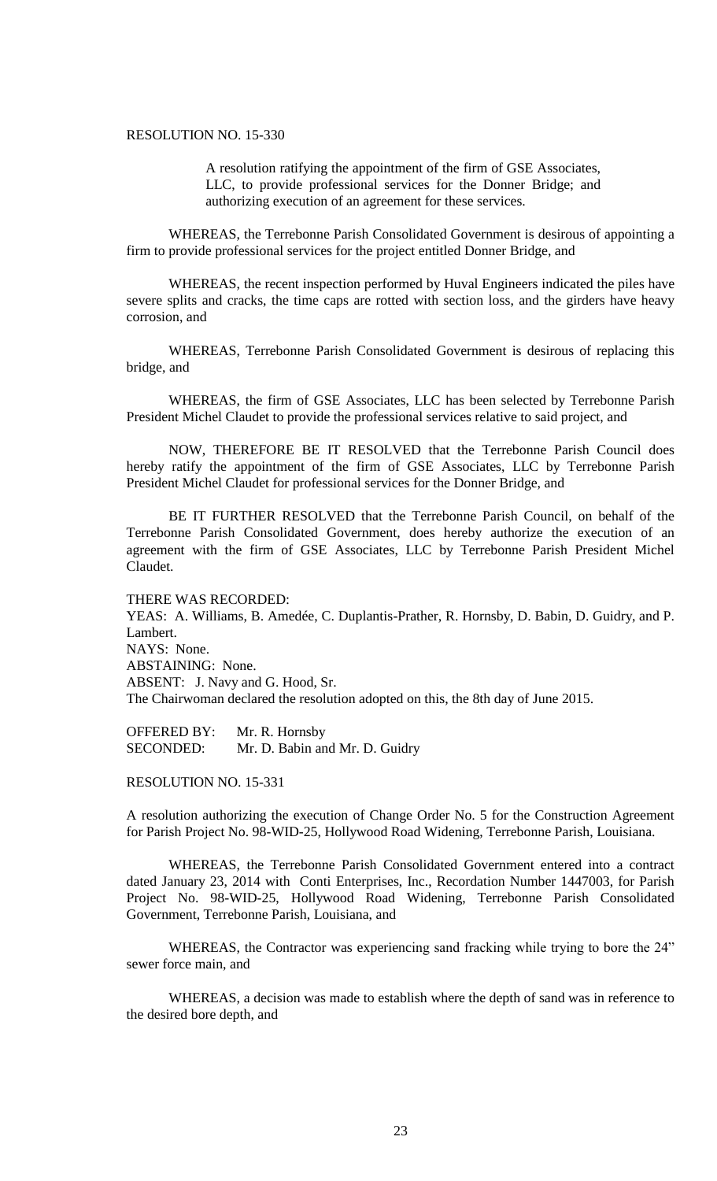RESOLUTION NO. 15-330

> A resolution ratifying the appointment of the firm of GSE Associates, LLC, to provide professional services for the Donner Bridge; and authorizing execution of an agreement for these services.

WHEREAS, the Terrebonne Parish Consolidated Government is desirous of appointing a firm to provide professional services for the project entitled Donner Bridge, and

WHEREAS, the recent inspection performed by Huval Engineers indicated the piles have severe splits and cracks, the time caps are rotted with section loss, and the girders have heavy corrosion, and

WHEREAS, Terrebonne Parish Consolidated Government is desirous of replacing this bridge, and

WHEREAS, the firm of GSE Associates, LLC has been selected by Terrebonne Parish President Michel Claudet to provide the professional services relative to said project, and

NOW, THEREFORE BE IT RESOLVED that the Terrebonne Parish Council does hereby ratify the appointment of the firm of GSE Associates, LLC by Terrebonne Parish President Michel Claudet for professional services for the Donner Bridge, and

BE IT FURTHER RESOLVED that the Terrebonne Parish Council, on behalf of the Terrebonne Parish Consolidated Government, does hereby authorize the execution of an agreement with the firm of GSE Associates, LLC by Terrebonne Parish President Michel Claudet.

THERE WAS RECORDED:
YEAS: A. Williams, B. Amedée, C. Duplantis-Prather, R. Hornsby, D. Babin, D. Guidry, and P. Lambert.
NAYS: None.
ABSTAINING: None.
ABSENT: J. Navy and G. Hood, Sr.
The Chairwoman declared the resolution adopted on this, the 8th day of June 2015.

OFFERED BY: Mr. R. Hornsby
SECONDED: Mr. D. Babin and Mr. D. Guidry

RESOLUTION NO. 15-331

A resolution authorizing the execution of Change Order No. 5 for the Construction Agreement for Parish Project No. 98-WID-25, Hollywood Road Widening, Terrebonne Parish, Louisiana.

WHEREAS, the Terrebonne Parish Consolidated Government entered into a contract dated January 23, 2014 with Conti Enterprises, Inc., Recordation Number 1447003, for Parish Project No. 98-WID-25, Hollywood Road Widening, Terrebonne Parish Consolidated Government, Terrebonne Parish, Louisiana, and

WHEREAS, the Contractor was experiencing sand fracking while trying to bore the 24" sewer force main, and

WHEREAS, a decision was made to establish where the depth of sand was in reference to the desired bore depth, and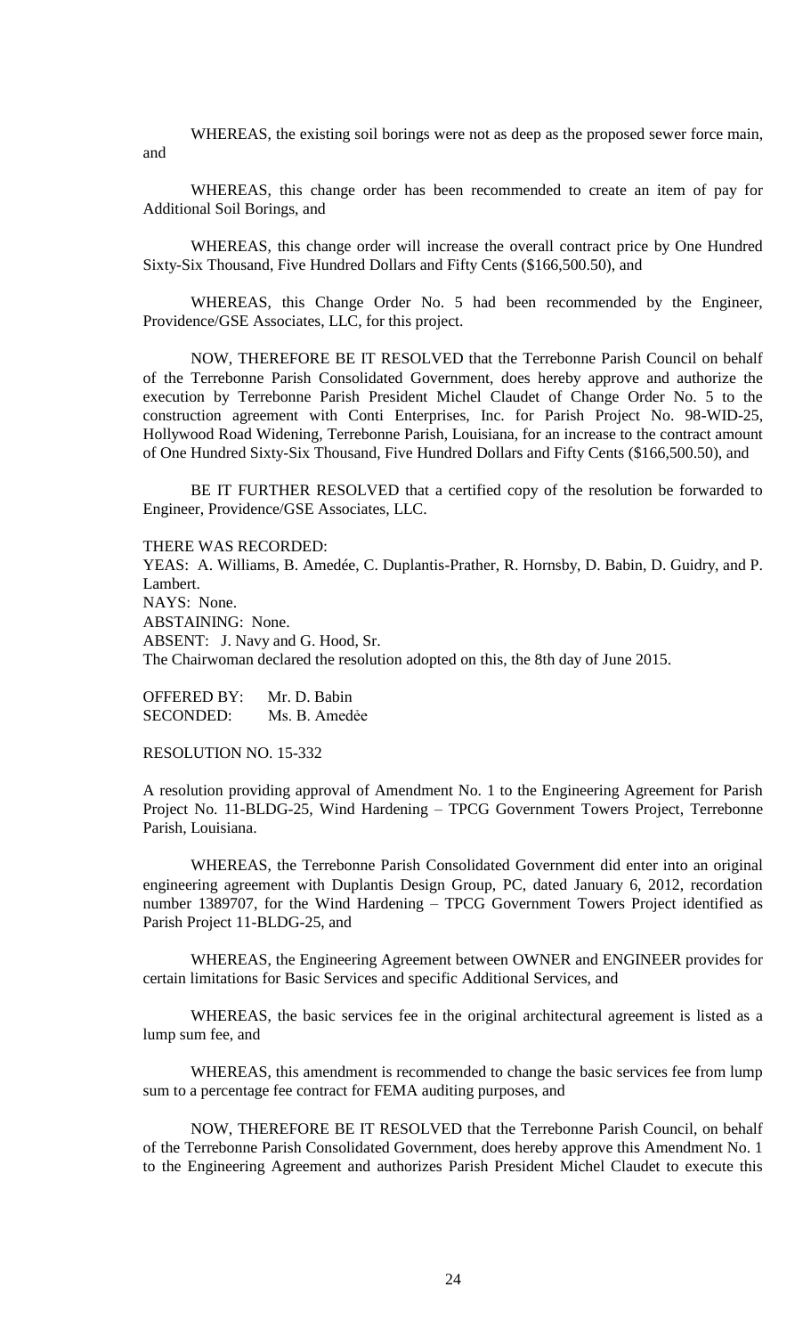WHEREAS, the existing soil borings were not as deep as the proposed sewer force main, and

WHEREAS, this change order has been recommended to create an item of pay for Additional Soil Borings, and

WHEREAS, this change order will increase the overall contract price by One Hundred Sixty-Six Thousand, Five Hundred Dollars and Fifty Cents ($166,500.50), and

WHEREAS, this Change Order No. 5 had been recommended by the Engineer, Providence/GSE Associates, LLC, for this project.

NOW, THEREFORE BE IT RESOLVED that the Terrebonne Parish Council on behalf of the Terrebonne Parish Consolidated Government, does hereby approve and authorize the execution by Terrebonne Parish President Michel Claudet of Change Order No. 5 to the construction agreement with Conti Enterprises, Inc. for Parish Project No. 98-WID-25, Hollywood Road Widening, Terrebonne Parish, Louisiana, for an increase to the contract amount of One Hundred Sixty-Six Thousand, Five Hundred Dollars and Fifty Cents ($166,500.50), and

BE IT FURTHER RESOLVED that a certified copy of the resolution be forwarded to Engineer, Providence/GSE Associates, LLC.

THERE WAS RECORDED:
YEAS: A. Williams, B. Amedée, C. Duplantis-Prather, R. Hornsby, D. Babin, D. Guidry, and P. Lambert.
NAYS: None.
ABSTAINING: None.
ABSENT: J. Navy and G. Hood, Sr.
The Chairwoman declared the resolution adopted on this, the 8th day of June 2015.

OFFERED BY: Mr. D. Babin
SECONDED: Ms. B. Amedẻe

RESOLUTION NO. 15-332

A resolution providing approval of Amendment No. 1 to the Engineering Agreement for Parish Project No. 11-BLDG-25, Wind Hardening – TPCG Government Towers Project, Terrebonne Parish, Louisiana.

WHEREAS, the Terrebonne Parish Consolidated Government did enter into an original engineering agreement with Duplantis Design Group, PC, dated January 6, 2012, recordation number 1389707, for the Wind Hardening – TPCG Government Towers Project identified as Parish Project 11-BLDG-25, and

WHEREAS, the Engineering Agreement between OWNER and ENGINEER provides for certain limitations for Basic Services and specific Additional Services, and

WHEREAS, the basic services fee in the original architectural agreement is listed as a lump sum fee, and

WHEREAS, this amendment is recommended to change the basic services fee from lump sum to a percentage fee contract for FEMA auditing purposes, and

NOW, THEREFORE BE IT RESOLVED that the Terrebonne Parish Council, on behalf of the Terrebonne Parish Consolidated Government, does hereby approve this Amendment No. 1 to the Engineering Agreement and authorizes Parish President Michel Claudet to execute this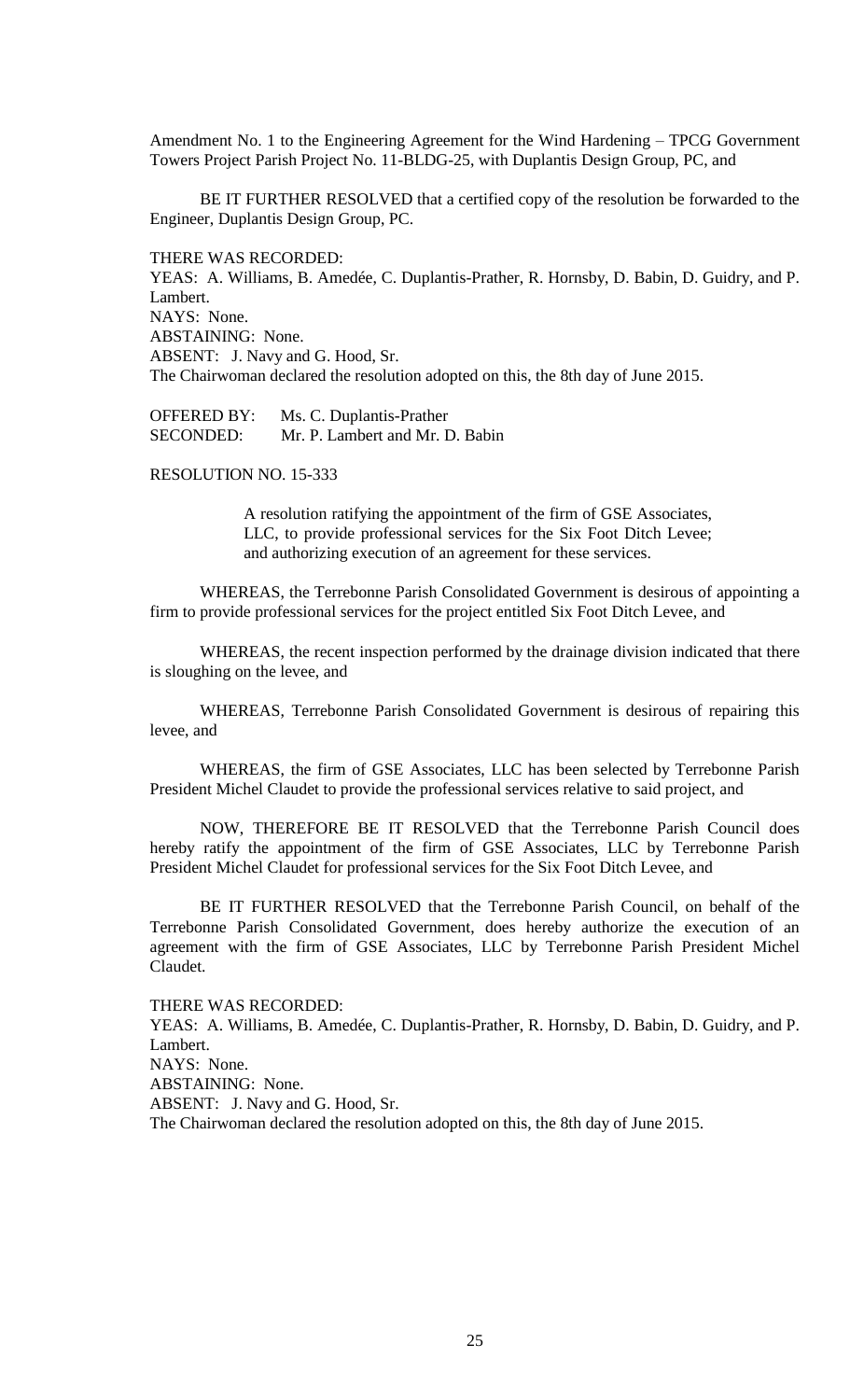Amendment No. 1 to the Engineering Agreement for the Wind Hardening – TPCG Government Towers Project Parish Project No. 11-BLDG-25, with Duplantis Design Group, PC, and

BE IT FURTHER RESOLVED that a certified copy of the resolution be forwarded to the Engineer, Duplantis Design Group, PC.

THERE WAS RECORDED:
YEAS: A. Williams, B. Amedée, C. Duplantis-Prather, R. Hornsby, D. Babin, D. Guidry, and P. Lambert.
NAYS: None.
ABSTAINING: None.
ABSENT: J. Navy and G. Hood, Sr.
The Chairwoman declared the resolution adopted on this, the 8th day of June 2015.

OFFERED BY: Ms. C. Duplantis-Prather
SECONDED: Mr. P. Lambert and Mr. D. Babin

RESOLUTION NO. 15-333

A resolution ratifying the appointment of the firm of GSE Associates, LLC, to provide professional services for the Six Foot Ditch Levee; and authorizing execution of an agreement for these services.

WHEREAS, the Terrebonne Parish Consolidated Government is desirous of appointing a firm to provide professional services for the project entitled Six Foot Ditch Levee, and

WHEREAS, the recent inspection performed by the drainage division indicated that there is sloughing on the levee, and

WHEREAS, Terrebonne Parish Consolidated Government is desirous of repairing this levee, and

WHEREAS, the firm of GSE Associates, LLC has been selected by Terrebonne Parish President Michel Claudet to provide the professional services relative to said project, and

NOW, THEREFORE BE IT RESOLVED that the Terrebonne Parish Council does hereby ratify the appointment of the firm of GSE Associates, LLC by Terrebonne Parish President Michel Claudet for professional services for the Six Foot Ditch Levee, and

BE IT FURTHER RESOLVED that the Terrebonne Parish Council, on behalf of the Terrebonne Parish Consolidated Government, does hereby authorize the execution of an agreement with the firm of GSE Associates, LLC by Terrebonne Parish President Michel Claudet.

THERE WAS RECORDED:
YEAS: A. Williams, B. Amedée, C. Duplantis-Prather, R. Hornsby, D. Babin, D. Guidry, and P. Lambert.
NAYS: None.
ABSTAINING: None.
ABSENT: J. Navy and G. Hood, Sr.
The Chairwoman declared the resolution adopted on this, the 8th day of June 2015.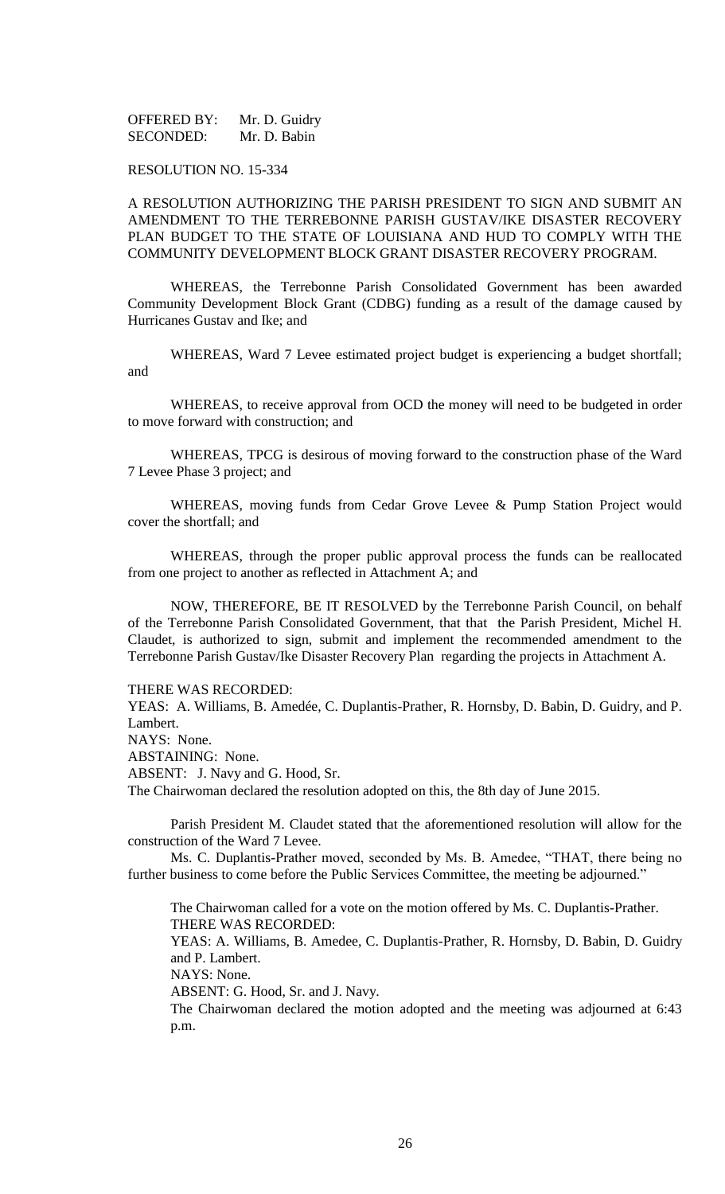OFFERED BY: Mr. D. Guidry
SECONDED: Mr. D. Babin

RESOLUTION NO. 15-334

A RESOLUTION AUTHORIZING THE PARISH PRESIDENT TO SIGN AND SUBMIT AN AMENDMENT TO THE TERREBONNE PARISH GUSTAV/IKE DISASTER RECOVERY PLAN BUDGET TO THE STATE OF LOUISIANA AND HUD TO COMPLY WITH THE COMMUNITY DEVELOPMENT BLOCK GRANT DISASTER RECOVERY PROGRAM.

WHEREAS, the Terrebonne Parish Consolidated Government has been awarded Community Development Block Grant (CDBG) funding as a result of the damage caused by Hurricanes Gustav and Ike; and

WHEREAS, Ward 7 Levee estimated project budget is experiencing a budget shortfall; and

WHEREAS, to receive approval from OCD the money will need to be budgeted in order to move forward with construction; and

WHEREAS, TPCG is desirous of moving forward to the construction phase of the Ward 7 Levee Phase 3 project; and

WHEREAS, moving funds from Cedar Grove Levee & Pump Station Project would cover the shortfall; and

WHEREAS, through the proper public approval process the funds can be reallocated from one project to another as reflected in Attachment A; and

NOW, THEREFORE, BE IT RESOLVED by the Terrebonne Parish Council, on behalf of the Terrebonne Parish Consolidated Government, that that the Parish President, Michel H. Claudet, is authorized to sign, submit and implement the recommended amendment to the Terrebonne Parish Gustav/Ike Disaster Recovery Plan regarding the projects in Attachment A.

THERE WAS RECORDED:
YEAS: A. Williams, B. Amedée, C. Duplantis-Prather, R. Hornsby, D. Babin, D. Guidry, and P. Lambert.
NAYS: None.
ABSTAINING: None.
ABSENT: J. Navy and G. Hood, Sr.
The Chairwoman declared the resolution adopted on this, the 8th day of June 2015.

Parish President M. Claudet stated that the aforementioned resolution will allow for the construction of the Ward 7 Levee.

Ms. C. Duplantis-Prather moved, seconded by Ms. B. Amedee, "THAT, there being no further business to come before the Public Services Committee, the meeting be adjourned."

The Chairwoman called for a vote on the motion offered by Ms. C. Duplantis-Prather.
THERE WAS RECORDED:
YEAS: A. Williams, B. Amedee, C. Duplantis-Prather, R. Hornsby, D. Babin, D. Guidry and P. Lambert.
NAYS: None.
ABSENT: G. Hood, Sr. and J. Navy.
The Chairwoman declared the motion adopted and the meeting was adjourned at 6:43 p.m.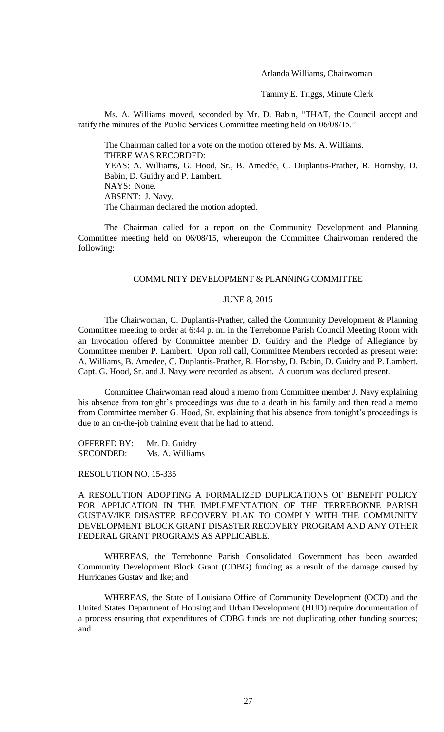Arlanda Williams, Chairwoman

Tammy E. Triggs, Minute Clerk

Ms. A. Williams moved, seconded by Mr. D. Babin, "THAT, the Council accept and ratify the minutes of the Public Services Committee meeting held on 06/08/15."

The Chairman called for a vote on the motion offered by Ms. A. Williams.
THERE WAS RECORDED:
YEAS: A. Williams, G. Hood, Sr., B. Amedée, C. Duplantis-Prather, R. Hornsby, D. Babin, D. Guidry and P. Lambert.
NAYS: None.
ABSENT: J. Navy.
The Chairman declared the motion adopted.

The Chairman called for a report on the Community Development and Planning Committee meeting held on 06/08/15, whereupon the Committee Chairwoman rendered the following:

COMMUNITY DEVELOPMENT & PLANNING COMMITTEE

JUNE 8, 2015

The Chairwoman, C. Duplantis-Prather, called the Community Development & Planning Committee meeting to order at 6:44 p. m. in the Terrebonne Parish Council Meeting Room with an Invocation offered by Committee member D. Guidry and the Pledge of Allegiance by Committee member P. Lambert. Upon roll call, Committee Members recorded as present were: A. Williams, B. Amedee, C. Duplantis-Prather, R. Hornsby, D. Babin, D. Guidry and P. Lambert. Capt. G. Hood, Sr. and J. Navy were recorded as absent. A quorum was declared present.

Committee Chairwoman read aloud a memo from Committee member J. Navy explaining his absence from tonight's proceedings was due to a death in his family and then read a memo from Committee member G. Hood, Sr. explaining that his absence from tonight's proceedings is due to an on-the-job training event that he had to attend.

OFFERED BY: Mr. D. Guidry
SECONDED: Ms. A. Williams

RESOLUTION NO. 15-335

A RESOLUTION ADOPTING A FORMALIZED DUPLICATIONS OF BENEFIT POLICY FOR APPLICATION IN THE IMPLEMENTATION OF THE TERREBONNE PARISH GUSTAV/IKE DISASTER RECOVERY PLAN TO COMPLY WITH THE COMMUNITY DEVELOPMENT BLOCK GRANT DISASTER RECOVERY PROGRAM AND ANY OTHER FEDERAL GRANT PROGRAMS AS APPLICABLE.

WHEREAS, the Terrebonne Parish Consolidated Government has been awarded Community Development Block Grant (CDBG) funding as a result of the damage caused by Hurricanes Gustav and Ike; and

WHEREAS, the State of Louisiana Office of Community Development (OCD) and the United States Department of Housing and Urban Development (HUD) require documentation of a process ensuring that expenditures of CDBG funds are not duplicating other funding sources; and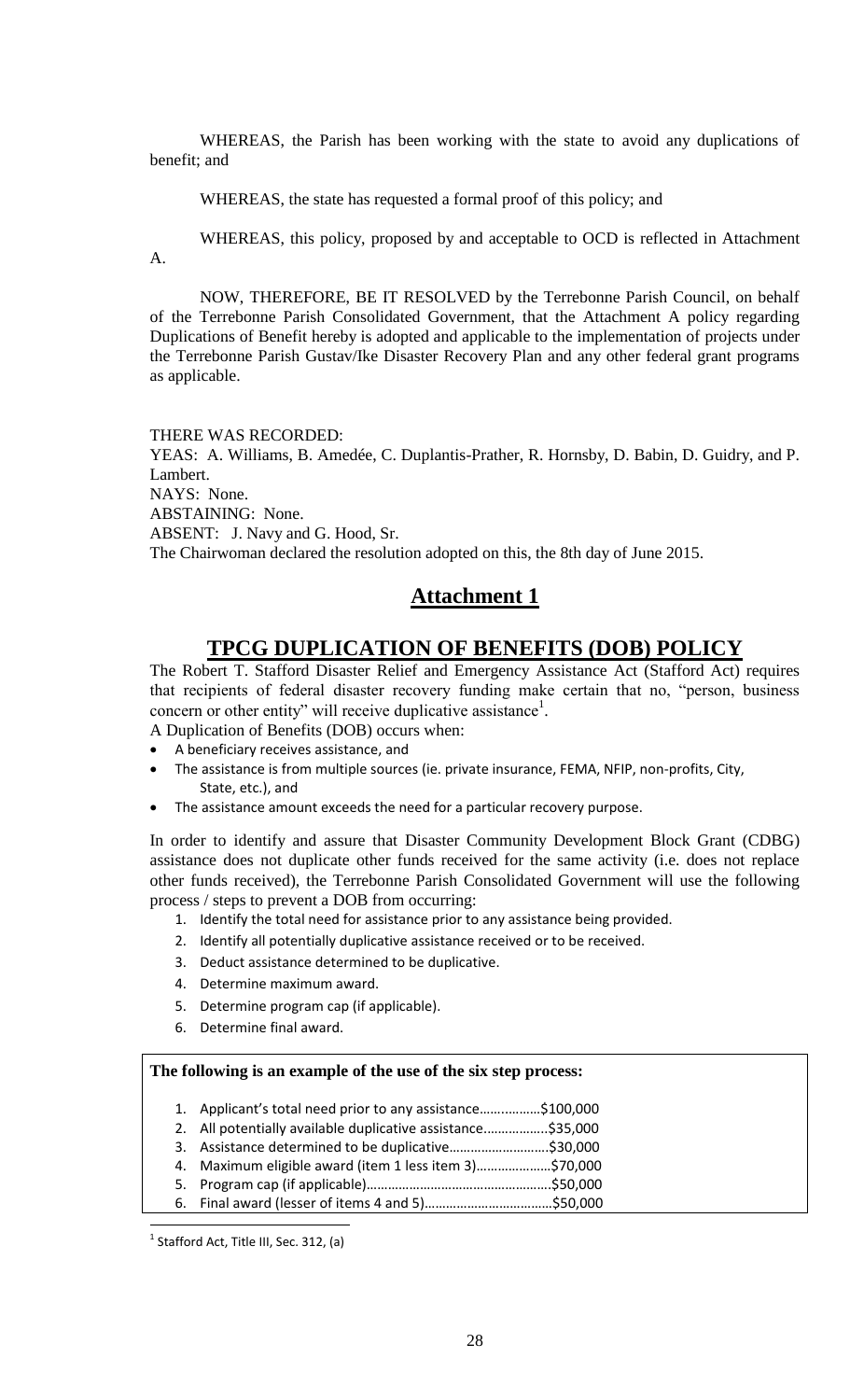WHEREAS, the Parish has been working with the state to avoid any duplications of benefit; and

WHEREAS, the state has requested a formal proof of this policy; and

WHEREAS, this policy, proposed by and acceptable to OCD is reflected in Attachment A.

NOW, THEREFORE, BE IT RESOLVED by the Terrebonne Parish Council, on behalf of the Terrebonne Parish Consolidated Government, that the Attachment A policy regarding Duplications of Benefit hereby is adopted and applicable to the implementation of projects under the Terrebonne Parish Gustav/Ike Disaster Recovery Plan and any other federal grant programs as applicable.

THERE WAS RECORDED:
YEAS: A. Williams, B. Amedée, C. Duplantis-Prather, R. Hornsby, D. Babin, D. Guidry, and P. Lambert.
NAYS: None.
ABSTAINING: None.
ABSENT: J. Navy and G. Hood, Sr.
The Chairwoman declared the resolution adopted on this, the 8th day of June 2015.

## Attachment 1

## TPCG DUPLICATION OF BENEFITS (DOB) POLICY

The Robert T. Stafford Disaster Relief and Emergency Assistance Act (Stafford Act) requires that recipients of federal disaster recovery funding make certain that no, "person, business concern or other entity" will receive duplicative assistance[1].

A Duplication of Benefits (DOB) occurs when:

- A beneficiary receives assistance, and
- The assistance is from multiple sources (ie. private insurance, FEMA, NFIP, non-profits, City, State, etc.), and
- The assistance amount exceeds the need for a particular recovery purpose.

In order to identify and assure that Disaster Community Development Block Grant (CDBG) assistance does not duplicate other funds received for the same activity (i.e. does not replace other funds received), the Terrebonne Parish Consolidated Government will use the following process / steps to prevent a DOB from occurring:

1. Identify the total need for assistance prior to any assistance being provided.
2. Identify all potentially duplicative assistance received or to be received.
3. Deduct assistance determined to be duplicative.
4. Determine maximum award.
5. Determine program cap (if applicable).
6. Determine final award.

**The following is an example of the use of the six step process:**

1. Applicant's total need prior to any assistance……………..$100,000
2. All potentially available duplicative assistance……………..$35,000
3. Assistance determined to be duplicative……………………..$30,000
4. Maximum eligible award (item 1 less item 3)…………………$70,000
5. Program cap (if applicable)……………………………………….$50,000
6. Final award (lesser of items 4 and 5)……………………………$50,000

[1] Stafford Act, Title III, Sec. 312, (a)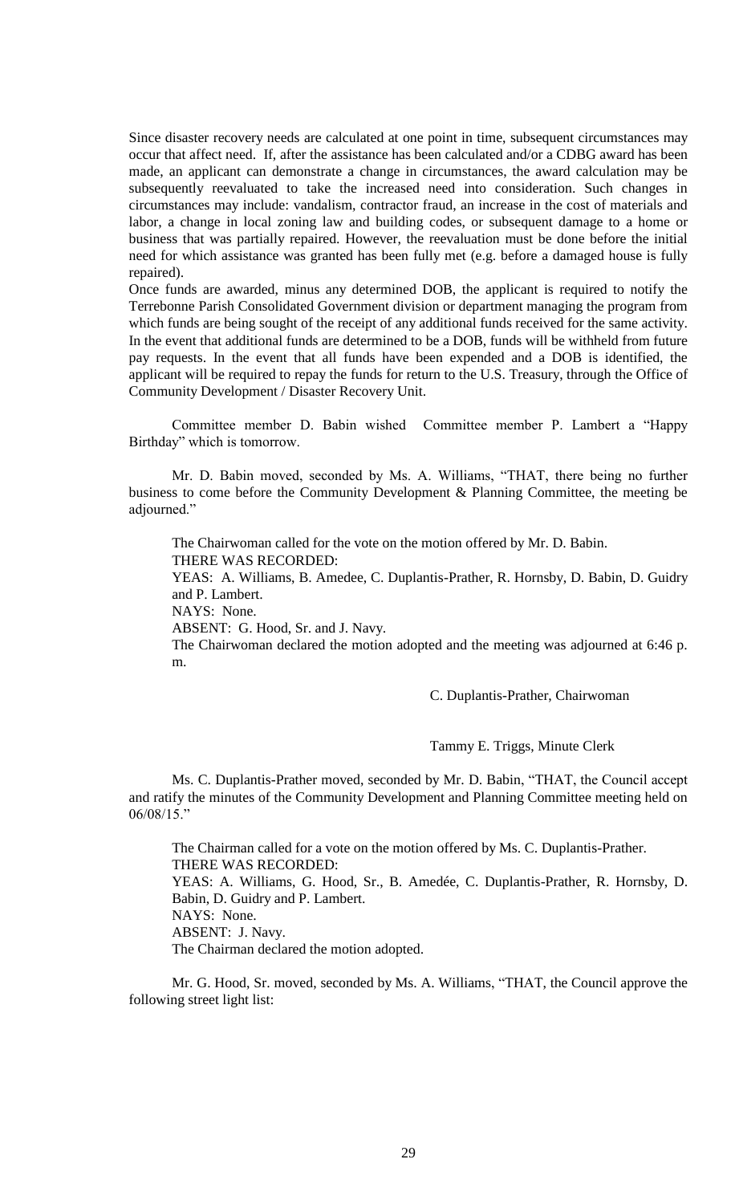Since disaster recovery needs are calculated at one point in time, subsequent circumstances may occur that affect need. If, after the assistance has been calculated and/or a CDBG award has been made, an applicant can demonstrate a change in circumstances, the award calculation may be subsequently reevaluated to take the increased need into consideration. Such changes in circumstances may include: vandalism, contractor fraud, an increase in the cost of materials and labor, a change in local zoning law and building codes, or subsequent damage to a home or business that was partially repaired. However, the reevaluation must be done before the initial need for which assistance was granted has been fully met (e.g. before a damaged house is fully repaired).

Once funds are awarded, minus any determined DOB, the applicant is required to notify the Terrebonne Parish Consolidated Government division or department managing the program from which funds are being sought of the receipt of any additional funds received for the same activity. In the event that additional funds are determined to be a DOB, funds will be withheld from future pay requests. In the event that all funds have been expended and a DOB is identified, the applicant will be required to repay the funds for return to the U.S. Treasury, through the Office of Community Development / Disaster Recovery Unit.

Committee member D. Babin wished Committee member P. Lambert a "Happy Birthday" which is tomorrow.

Mr. D. Babin moved, seconded by Ms. A. Williams, "THAT, there being no further business to come before the Community Development & Planning Committee, the meeting be adjourned."

The Chairwoman called for the vote on the motion offered by Mr. D. Babin.
THERE WAS RECORDED:
YEAS: A. Williams, B. Amedee, C. Duplantis-Prather, R. Hornsby, D. Babin, D. Guidry and P. Lambert.
NAYS: None.
ABSENT: G. Hood, Sr. and J. Navy.
The Chairwoman declared the motion adopted and the meeting was adjourned at 6:46 p. m.

C. Duplantis-Prather, Chairwoman

Tammy E. Triggs, Minute Clerk

Ms. C. Duplantis-Prather moved, seconded by Mr. D. Babin, "THAT, the Council accept and ratify the minutes of the Community Development and Planning Committee meeting held on 06/08/15."

The Chairman called for a vote on the motion offered by Ms. C. Duplantis-Prather.
THERE WAS RECORDED:
YEAS: A. Williams, G. Hood, Sr., B. Amedée, C. Duplantis-Prather, R. Hornsby, D. Babin, D. Guidry and P. Lambert.
NAYS: None.
ABSENT: J. Navy.
The Chairman declared the motion adopted.

Mr. G. Hood, Sr. moved, seconded by Ms. A. Williams, "THAT, the Council approve the following street light list: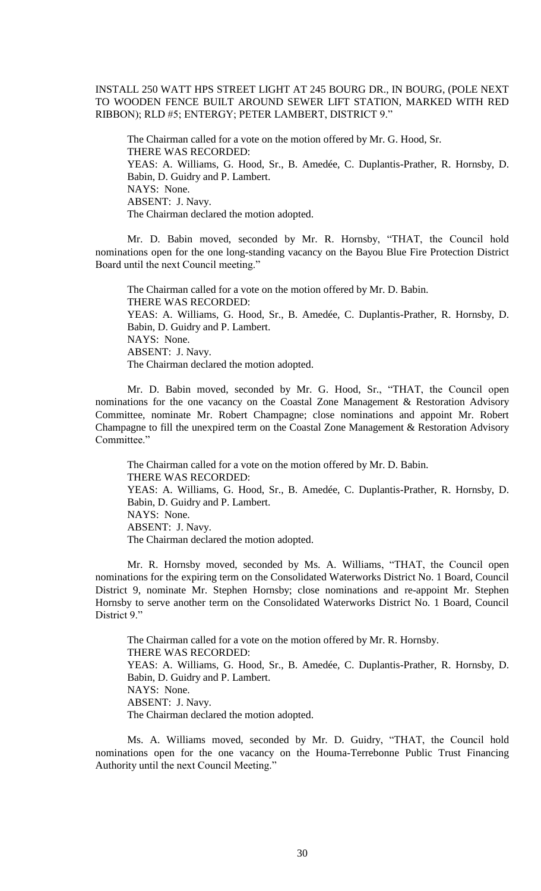INSTALL 250 WATT HPS STREET LIGHT AT 245 BOURG DR., IN BOURG, (POLE NEXT TO WOODEN FENCE BUILT AROUND SEWER LIFT STATION, MARKED WITH RED RIBBON); RLD #5; ENTERGY; PETER LAMBERT, DISTRICT 9."

The Chairman called for a vote on the motion offered by Mr. G. Hood, Sr.
THERE WAS RECORDED:
YEAS: A. Williams, G. Hood, Sr., B. Amedée, C. Duplantis-Prather, R. Hornsby, D. Babin, D. Guidry and P. Lambert.
NAYS: None.
ABSENT: J. Navy.
The Chairman declared the motion adopted.

Mr. D. Babin moved, seconded by Mr. R. Hornsby, "THAT, the Council hold nominations open for the one long-standing vacancy on the Bayou Blue Fire Protection District Board until the next Council meeting."

The Chairman called for a vote on the motion offered by Mr. D. Babin.
THERE WAS RECORDED:
YEAS: A. Williams, G. Hood, Sr., B. Amedée, C. Duplantis-Prather, R. Hornsby, D. Babin, D. Guidry and P. Lambert.
NAYS: None.
ABSENT: J. Navy.
The Chairman declared the motion adopted.

Mr. D. Babin moved, seconded by Mr. G. Hood, Sr., "THAT, the Council open nominations for the one vacancy on the Coastal Zone Management & Restoration Advisory Committee, nominate Mr. Robert Champagne; close nominations and appoint Mr. Robert Champagne to fill the unexpired term on the Coastal Zone Management & Restoration Advisory Committee."

The Chairman called for a vote on the motion offered by Mr. D. Babin.
THERE WAS RECORDED:
YEAS: A. Williams, G. Hood, Sr., B. Amedée, C. Duplantis-Prather, R. Hornsby, D. Babin, D. Guidry and P. Lambert.
NAYS: None.
ABSENT: J. Navy.
The Chairman declared the motion adopted.

Mr. R. Hornsby moved, seconded by Ms. A. Williams, "THAT, the Council open nominations for the expiring term on the Consolidated Waterworks District No. 1 Board, Council District 9, nominate Mr. Stephen Hornsby; close nominations and re-appoint Mr. Stephen Hornsby to serve another term on the Consolidated Waterworks District No. 1 Board, Council District 9."

The Chairman called for a vote on the motion offered by Mr. R. Hornsby.
THERE WAS RECORDED:
YEAS: A. Williams, G. Hood, Sr., B. Amedée, C. Duplantis-Prather, R. Hornsby, D. Babin, D. Guidry and P. Lambert.
NAYS: None.
ABSENT: J. Navy.
The Chairman declared the motion adopted.

Ms. A. Williams moved, seconded by Mr. D. Guidry, "THAT, the Council hold nominations open for the one vacancy on the Houma-Terrebonne Public Trust Financing Authority until the next Council Meeting."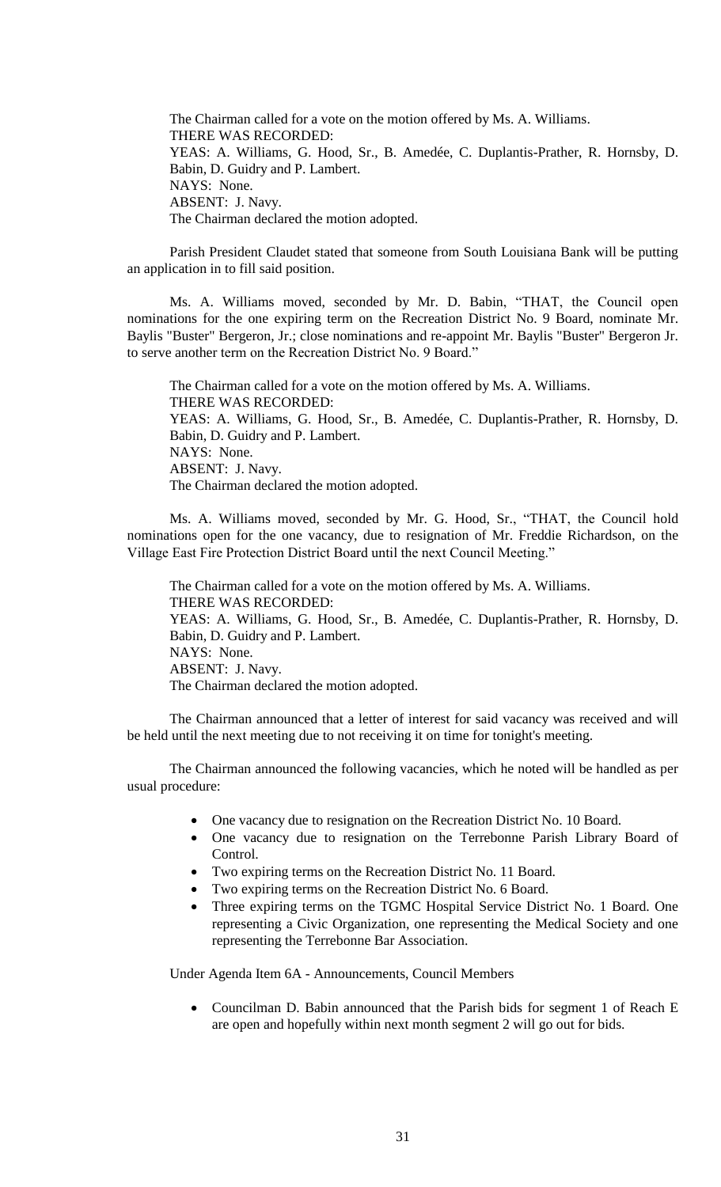The Chairman called for a vote on the motion offered by Ms. A. Williams.
THERE WAS RECORDED:
YEAS: A. Williams, G. Hood, Sr., B. Amedée, C. Duplantis-Prather, R. Hornsby, D. Babin, D. Guidry and P. Lambert.
NAYS: None.
ABSENT: J. Navy.
The Chairman declared the motion adopted.

Parish President Claudet stated that someone from South Louisiana Bank will be putting an application in to fill said position.

Ms. A. Williams moved, seconded by Mr. D. Babin, "THAT, the Council open nominations for the one expiring term on the Recreation District No. 9 Board, nominate Mr. Baylis "Buster" Bergeron, Jr.; close nominations and re-appoint Mr. Baylis "Buster" Bergeron Jr. to serve another term on the Recreation District No. 9 Board."

The Chairman called for a vote on the motion offered by Ms. A. Williams.
THERE WAS RECORDED:
YEAS: A. Williams, G. Hood, Sr., B. Amedée, C. Duplantis-Prather, R. Hornsby, D. Babin, D. Guidry and P. Lambert.
NAYS: None.
ABSENT: J. Navy.
The Chairman declared the motion adopted.

Ms. A. Williams moved, seconded by Mr. G. Hood, Sr., "THAT, the Council hold nominations open for the one vacancy, due to resignation of Mr. Freddie Richardson, on the Village East Fire Protection District Board until the next Council Meeting."

The Chairman called for a vote on the motion offered by Ms. A. Williams.
THERE WAS RECORDED:
YEAS: A. Williams, G. Hood, Sr., B. Amedée, C. Duplantis-Prather, R. Hornsby, D. Babin, D. Guidry and P. Lambert.
NAYS: None.
ABSENT: J. Navy.
The Chairman declared the motion adopted.

The Chairman announced that a letter of interest for said vacancy was received and will be held until the next meeting due to not receiving it on time for tonight's meeting.

The Chairman announced the following vacancies, which he noted will be handled as per usual procedure:

- One vacancy due to resignation on the Recreation District No. 10 Board.
- One vacancy due to resignation on the Terrebonne Parish Library Board of Control.
- Two expiring terms on the Recreation District No. 11 Board.
- Two expiring terms on the Recreation District No. 6 Board.
- Three expiring terms on the TGMC Hospital Service District No. 1 Board. One representing a Civic Organization, one representing the Medical Society and one representing the Terrebonne Bar Association.

Under Agenda Item 6A - Announcements, Council Members

- Councilman D. Babin announced that the Parish bids for segment 1 of Reach E are open and hopefully within next month segment 2 will go out for bids.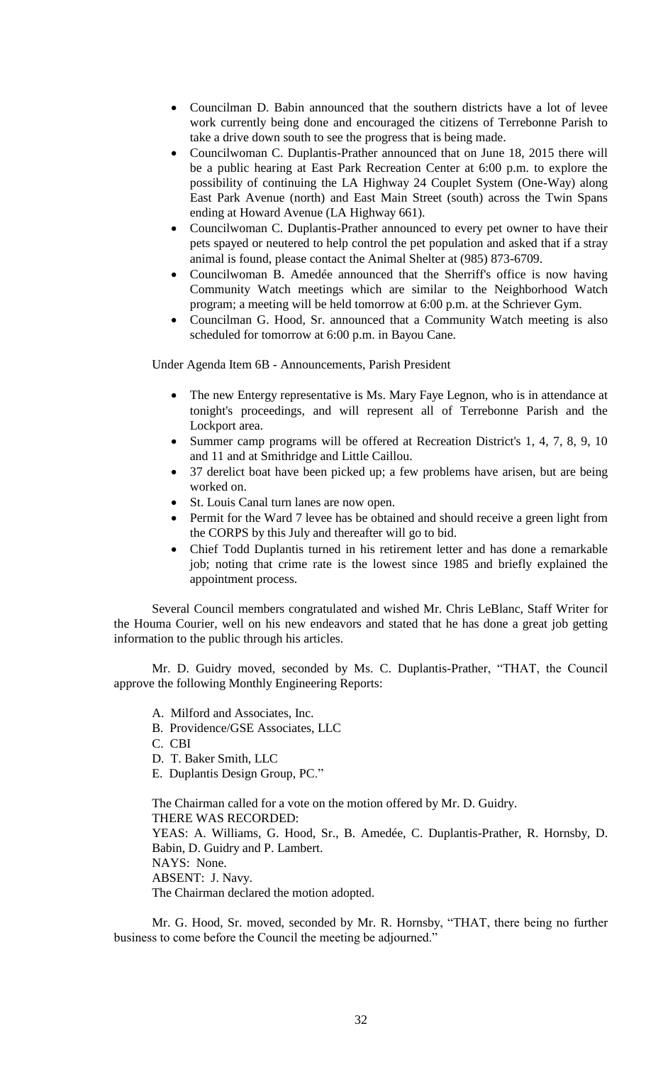- Councilman D. Babin announced that the southern districts have a lot of levee work currently being done and encouraged the citizens of Terrebonne Parish to take a drive down south to see the progress that is being made.
- Councilwoman C. Duplantis-Prather announced that on June 18, 2015 there will be a public hearing at East Park Recreation Center at 6:00 p.m. to explore the possibility of continuing the LA Highway 24 Couplet System (One-Way) along East Park Avenue (north) and East Main Street (south) across the Twin Spans ending at Howard Avenue (LA Highway 661).
- Councilwoman C. Duplantis-Prather announced to every pet owner to have their pets spayed or neutered to help control the pet population and asked that if a stray animal is found, please contact the Animal Shelter at (985) 873-6709.
- Councilwoman B. Amedée announced that the Sherriff's office is now having Community Watch meetings which are similar to the Neighborhood Watch program; a meeting will be held tomorrow at 6:00 p.m. at the Schriever Gym.
- Councilman G. Hood, Sr. announced that a Community Watch meeting is also scheduled for tomorrow at 6:00 p.m. in Bayou Cane.

Under Agenda Item 6B - Announcements, Parish President

- The new Entergy representative is Ms. Mary Faye Legnon, who is in attendance at tonight's proceedings, and will represent all of Terrebonne Parish and the Lockport area.
- Summer camp programs will be offered at Recreation District's 1, 4, 7, 8, 9, 10 and 11 and at Smithridge and Little Caillou.
- 37 derelict boat have been picked up; a few problems have arisen, but are being worked on.
- St. Louis Canal turn lanes are now open.
- Permit for the Ward 7 levee has be obtained and should receive a green light from the CORPS by this July and thereafter will go to bid.
- Chief Todd Duplantis turned in his retirement letter and has done a remarkable job; noting that crime rate is the lowest since 1985 and briefly explained the appointment process.

Several Council members congratulated and wished Mr. Chris LeBlanc, Staff Writer for the Houma Courier, well on his new endeavors and stated that he has done a great job getting information to the public through his articles.

Mr. D. Guidry moved, seconded by Ms. C. Duplantis-Prather, "THAT, the Council approve the following Monthly Engineering Reports:

A. Milford and Associates, Inc.
B. Providence/GSE Associates, LLC
C. CBI
D. T. Baker Smith, LLC
E. Duplantis Design Group, PC."

The Chairman called for a vote on the motion offered by Mr. D. Guidry.
THERE WAS RECORDED:
YEAS: A. Williams, G. Hood, Sr., B. Amedée, C. Duplantis-Prather, R. Hornsby, D. Babin, D. Guidry and P. Lambert.
NAYS: None.
ABSENT: J. Navy.
The Chairman declared the motion adopted.

Mr. G. Hood, Sr. moved, seconded by Mr. R. Hornsby, "THAT, there being no further business to come before the Council the meeting be adjourned."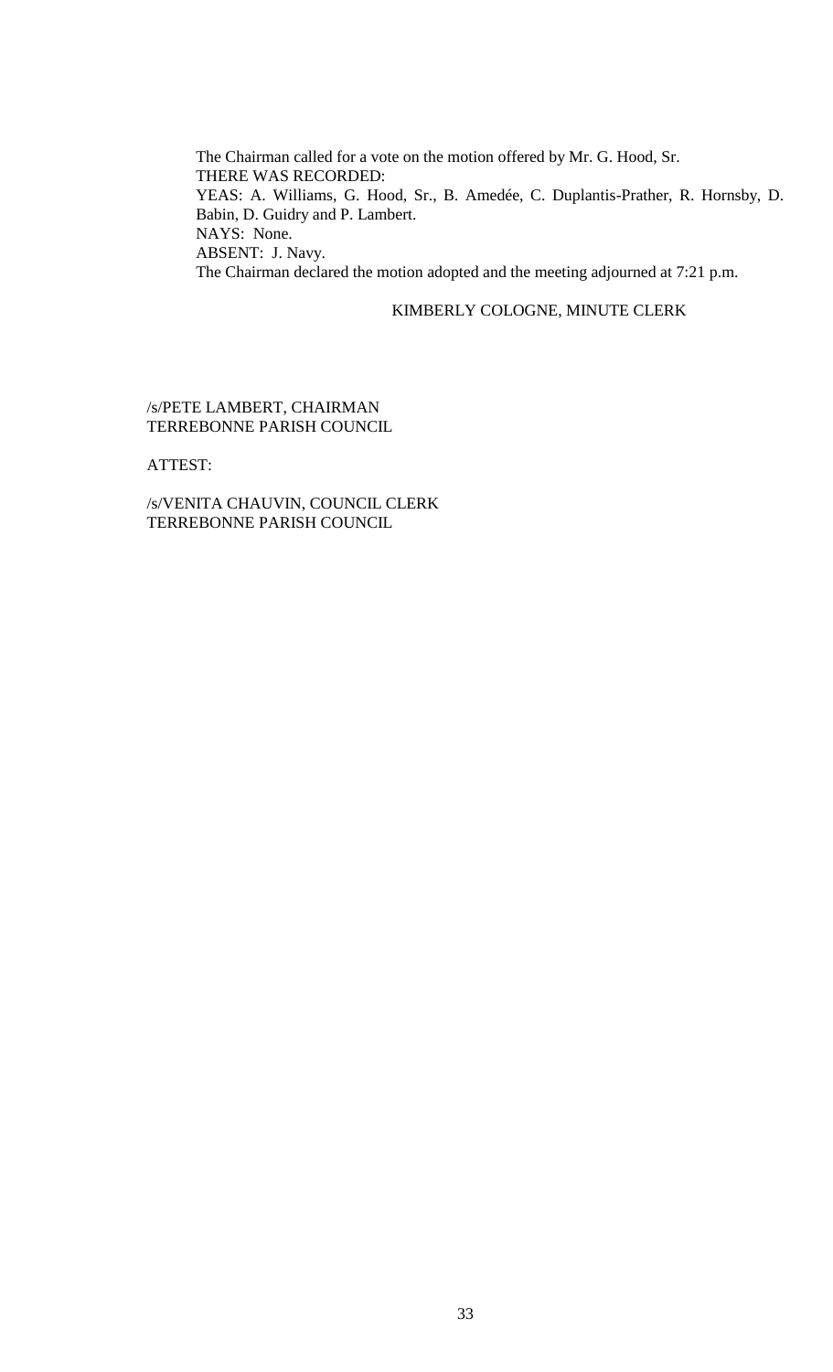The Chairman called for a vote on the motion offered by Mr. G. Hood, Sr.
THERE WAS RECORDED:
YEAS: A. Williams, G. Hood, Sr., B. Amedée, C. Duplantis-Prather, R. Hornsby, D. Babin, D. Guidry and P. Lambert.
NAYS: None.
ABSENT: J. Navy.
The Chairman declared the motion adopted and the meeting adjourned at 7:21 p.m.

KIMBERLY COLOGNE, MINUTE CLERK

/s/PETE LAMBERT, CHAIRMAN
TERREBONNE PARISH COUNCIL

ATTEST:

/s/VENITA CHAUVIN, COUNCIL CLERK
TERREBONNE PARISH COUNCIL